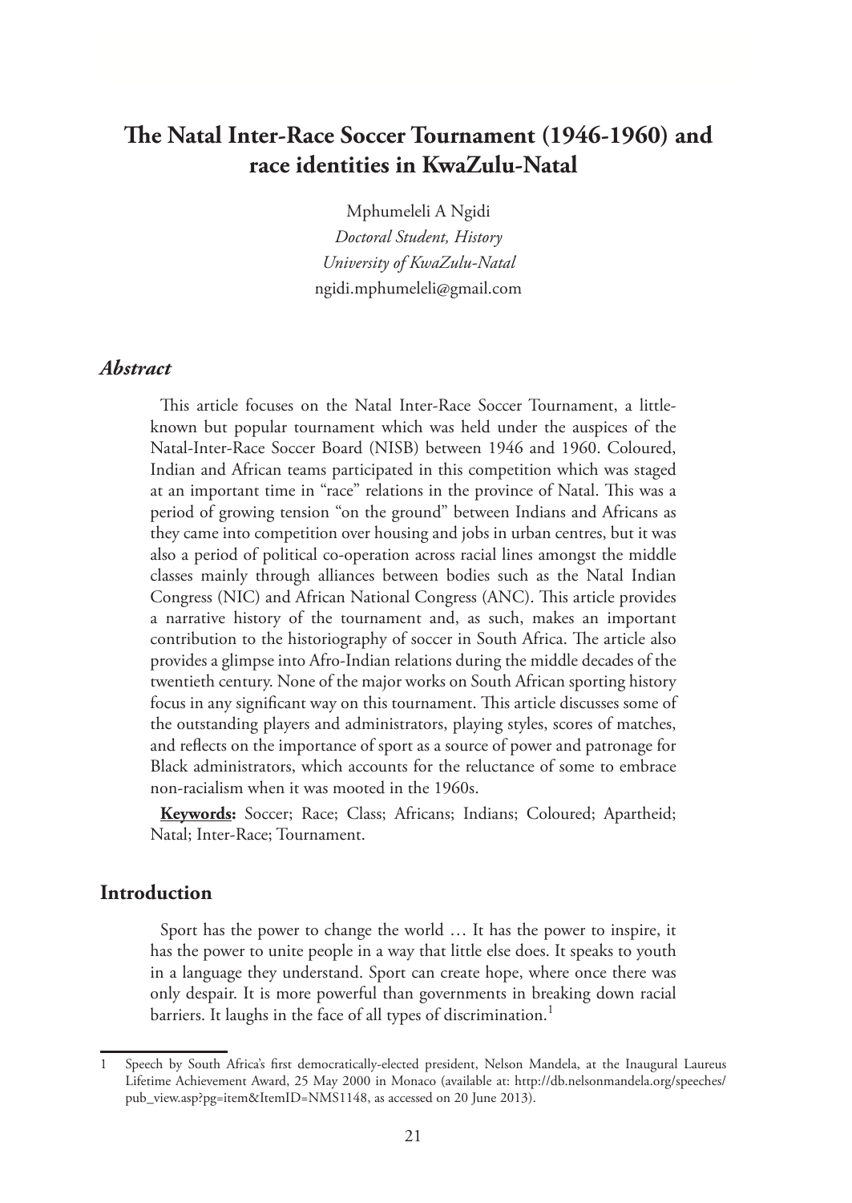# The Natal Inter-Race Soccer Tournament (1946-1960) and race identities in KwaZulu-Natal

Mphumeleli A Ngidi
*Doctoral Student, History*
*University of KwaZulu-Natal*
ngidi.mphumeleli@gmail.com

## *Abstract*

This article focuses on the Natal Inter-Race Soccer Tournament, a little-known but popular tournament which was held under the auspices of the Natal-Inter-Race Soccer Board (NISB) between 1946 and 1960. Coloured, Indian and African teams participated in this competition which was staged at an important time in "race" relations in the province of Natal. This was a period of growing tension "on the ground" between Indians and Africans as they came into competition over housing and jobs in urban centres, but it was also a period of political co-operation across racial lines amongst the middle classes mainly through alliances between bodies such as the Natal Indian Congress (NIC) and African National Congress (ANC). This article provides a narrative history of the tournament and, as such, makes an important contribution to the historiography of soccer in South Africa. The article also provides a glimpse into Afro-Indian relations during the middle decades of the twentieth century. None of the major works on South African sporting history focus in any significant way on this tournament. This article discusses some of the outstanding players and administrators, playing styles, scores of matches, and reflects on the importance of sport as a source of power and patronage for Black administrators, which accounts for the reluctance of some to embrace non-racialism when it was mooted in the 1960s.

**Keywords:** Soccer; Race; Class; Africans; Indians; Coloured; Apartheid; Natal; Inter-Race; Tournament.

## Introduction

Sport has the power to change the world … It has the power to inspire, it has the power to unite people in a way that little else does. It speaks to youth in a language they understand. Sport can create hope, where once there was only despair. It is more powerful than governments in breaking down racial barriers. It laughs in the face of all types of discrimination.[1]

---

1 Speech by South Africa's first democratically-elected president, Nelson Mandela, at the Inaugural Laureus Lifetime Achievement Award, 25 May 2000 in Monaco (available at: http://db.nelsonmandela.org/speeches/pub_view.asp?pg=item&ItemID=NMS1148, as accessed on 20 June 2013).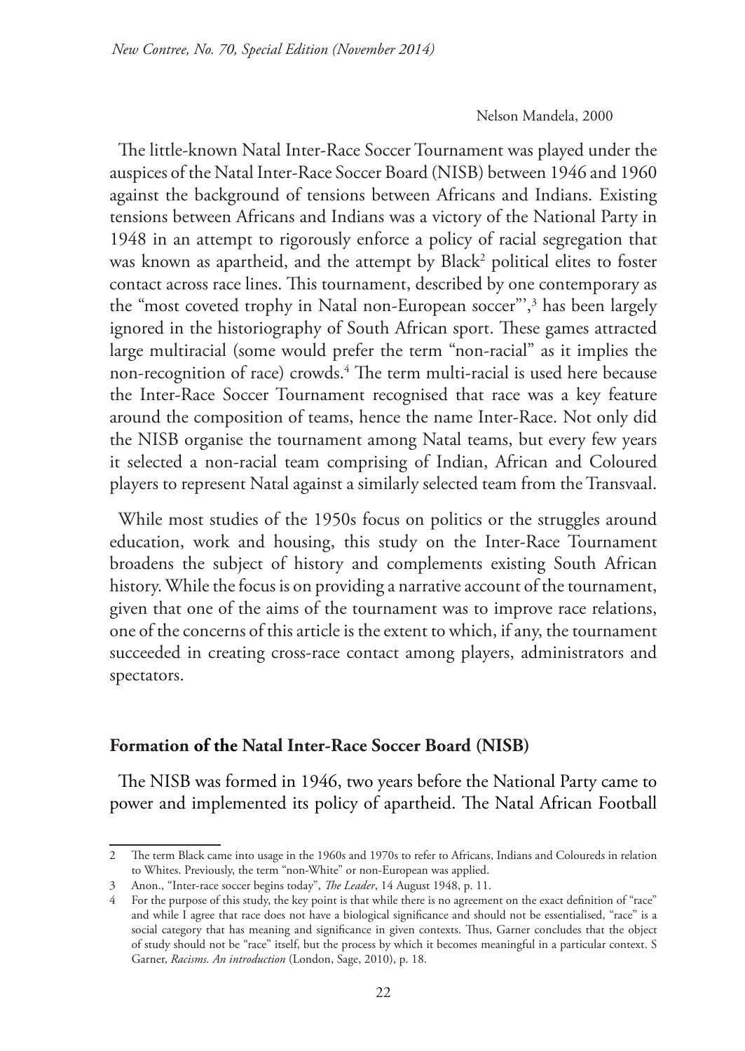Nelson Mandela, 2000

The little-known Natal Inter-Race Soccer Tournament was played under the auspices of the Natal Inter-Race Soccer Board (NISB) between 1946 and 1960 against the background of tensions between Africans and Indians. Existing tensions between Africans and Indians was a victory of the National Party in 1948 in an attempt to rigorously enforce a policy of racial segregation that was known as apartheid, and the attempt by Black[2] political elites to foster contact across race lines. This tournament, described by one contemporary as the "most coveted trophy in Natal non-European soccer"',[3] has been largely ignored in the historiography of South African sport. These games attracted large multiracial (some would prefer the term "non-racial" as it implies the non-recognition of race) crowds.[4] The term multi-racial is used here because the Inter-Race Soccer Tournament recognised that race was a key feature around the composition of teams, hence the name Inter-Race. Not only did the NISB organise the tournament among Natal teams, but every few years it selected a non-racial team comprising of Indian, African and Coloured players to represent Natal against a similarly selected team from the Transvaal.

While most studies of the 1950s focus on politics or the struggles around education, work and housing, this study on the Inter-Race Tournament broadens the subject of history and complements existing South African history. While the focus is on providing a narrative account of the tournament, given that one of the aims of the tournament was to improve race relations, one of the concerns of this article is the extent to which, if any, the tournament succeeded in creating cross-race contact among players, administrators and spectators.

## Formation of the Natal Inter-Race Soccer Board (NISB)

The NISB was formed in 1946, two years before the National Party came to power and implemented its policy of apartheid. The Natal African Football

---

2 The term Black came into usage in the 1960s and 1970s to refer to Africans, Indians and Coloureds in relation to Whites. Previously, the term "non-White" or non-European was applied.

3 Anon., "Inter-race soccer begins today", *The Leader*, 14 August 1948, p. 11.

4 For the purpose of this study, the key point is that while there is no agreement on the exact definition of "race" and while I agree that race does not have a biological significance and should not be essentialised, "race" is a social category that has meaning and significance in given contexts. Thus, Garner concludes that the object of study should not be "race" itself, but the process by which it becomes meaningful in a particular context. S Garner, *Racisms. An introduction* (London, Sage, 2010), p. 18.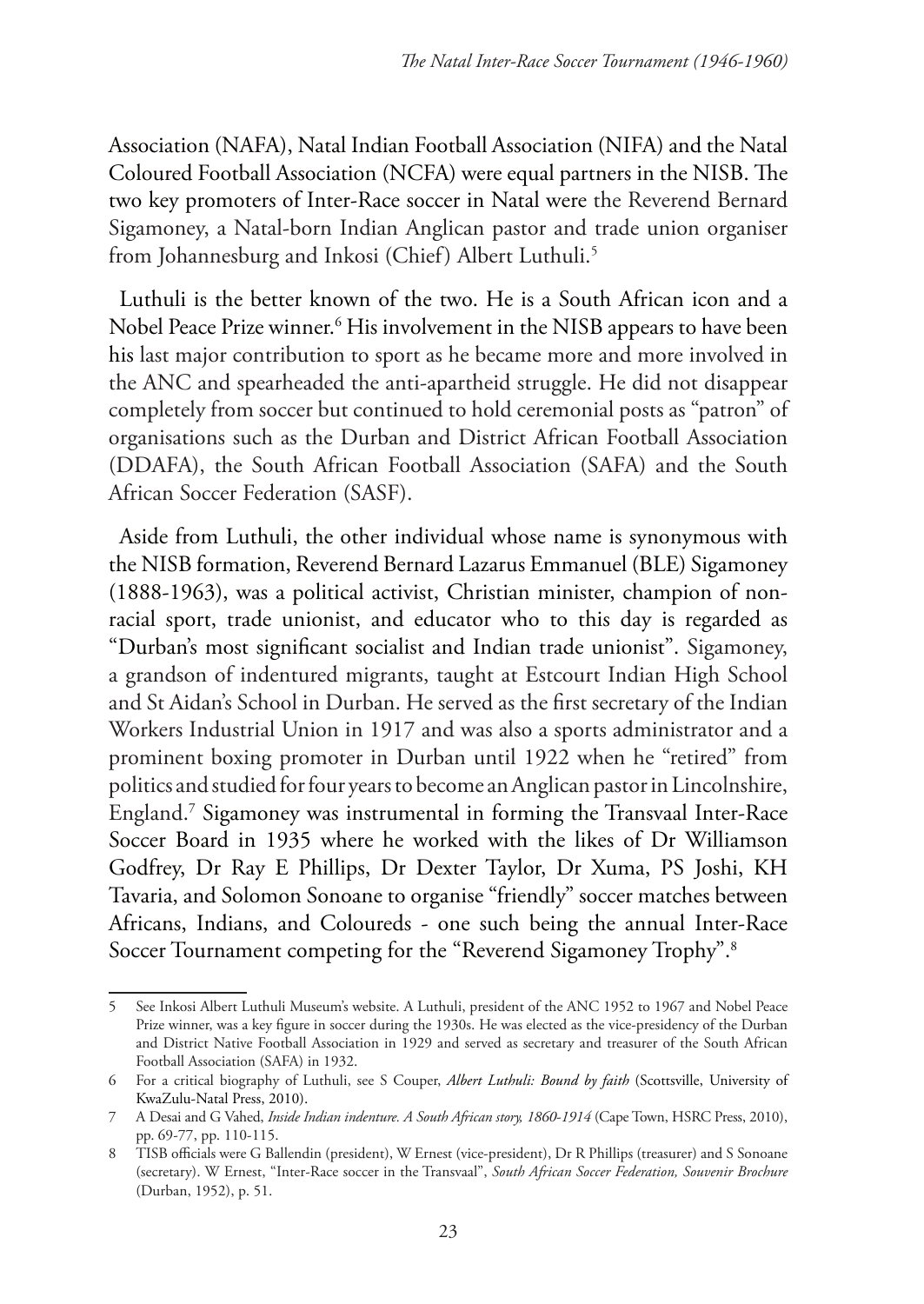Association (NAFA), Natal Indian Football Association (NIFA) and the Natal Coloured Football Association (NCFA) were equal partners in the NISB. The two key promoters of Inter-Race soccer in Natal were the Reverend Bernard Sigamoney, a Natal-born Indian Anglican pastor and trade union organiser from Johannesburg and Inkosi (Chief) Albert Luthuli.[5]

Luthuli is the better known of the two. He is a South African icon and a Nobel Peace Prize winner.[6] His involvement in the NISB appears to have been his last major contribution to sport as he became more and more involved in the ANC and spearheaded the anti-apartheid struggle. He did not disappear completely from soccer but continued to hold ceremonial posts as "patron" of organisations such as the Durban and District African Football Association (DDAFA), the South African Football Association (SAFA) and the South African Soccer Federation (SASF).

Aside from Luthuli, the other individual whose name is synonymous with the NISB formation, Reverend Bernard Lazarus Emmanuel (BLE) Sigamoney (1888-1963), was a political activist, Christian minister, champion of non-racial sport, trade unionist, and educator who to this day is regarded as "Durban's most significant socialist and Indian trade unionist". Sigamoney, a grandson of indentured migrants, taught at Estcourt Indian High School and St Aidan's School in Durban. He served as the first secretary of the Indian Workers Industrial Union in 1917 and was also a sports administrator and a prominent boxing promoter in Durban until 1922 when he "retired" from politics and studied for four years to become an Anglican pastor in Lincolnshire, England.[7] Sigamoney was instrumental in forming the Transvaal Inter-Race Soccer Board in 1935 where he worked with the likes of Dr Williamson Godfrey, Dr Ray E Phillips, Dr Dexter Taylor, Dr Xuma, PS Joshi, KH Tavaria, and Solomon Sonoane to organise "friendly" soccer matches between Africans, Indians, and Coloureds - one such being the annual Inter-Race Soccer Tournament competing for the "Reverend Sigamoney Trophy".[8]

---

5 See Inkosi Albert Luthuli Museum's website. A Luthuli, president of the ANC 1952 to 1967 and Nobel Peace Prize winner, was a key figure in soccer during the 1930s. He was elected as the vice-presidency of the Durban and District Native Football Association in 1929 and served as secretary and treasurer of the South African Football Association (SAFA) in 1932.

6 For a critical biography of Luthuli, see S Couper, *Albert Luthuli: Bound by faith* (Scottsville, University of KwaZulu-Natal Press, 2010).

7 A Desai and G Vahed, *Inside Indian indenture. A South African story, 1860-1914* (Cape Town, HSRC Press, 2010), pp. 69-77, pp. 110-115.

8 TISB officials were G Ballendin (president), W Ernest (vice-president), Dr R Phillips (treasurer) and S Sonoane (secretary). W Ernest, "Inter-Race soccer in the Transvaal", *South African Soccer Federation, Souvenir Brochure* (Durban, 1952), p. 51.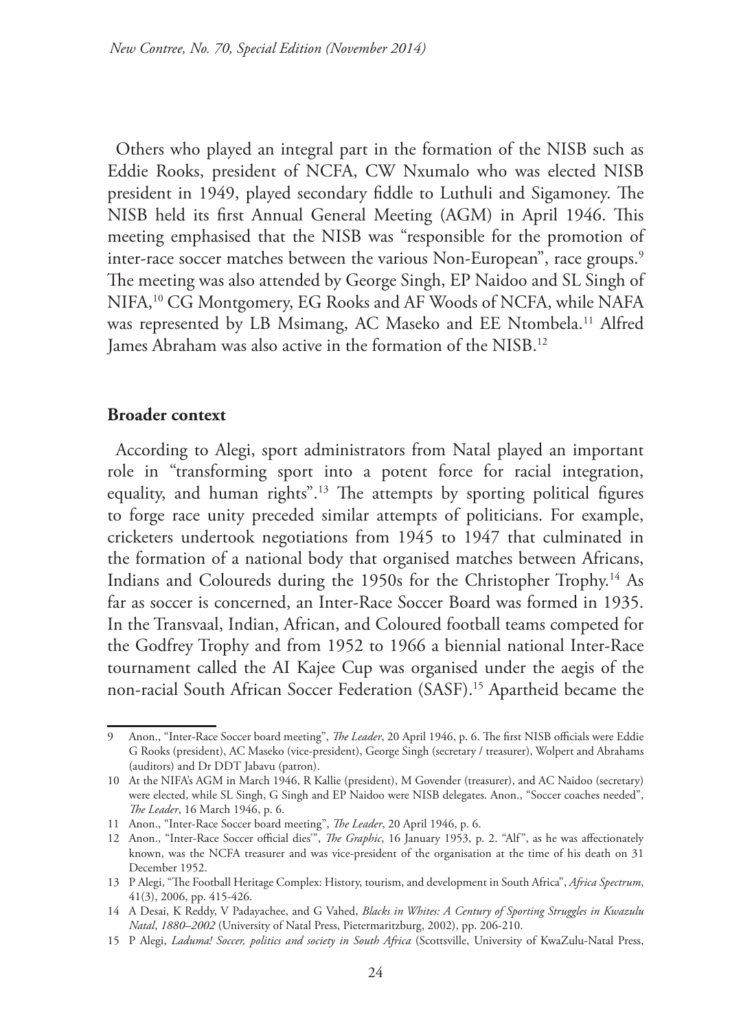Others who played an integral part in the formation of the NISB such as Eddie Rooks, president of NCFA, CW Nxumalo who was elected NISB president in 1949, played secondary fiddle to Luthuli and Sigamoney. The NISB held its first Annual General Meeting (AGM) in April 1946. This meeting emphasised that the NISB was "responsible for the promotion of inter-race soccer matches between the various Non-European", race groups.[9] The meeting was also attended by George Singh, EP Naidoo and SL Singh of NIFA,[10] CG Montgomery, EG Rooks and AF Woods of NCFA, while NAFA was represented by LB Msimang, AC Maseko and EE Ntombela.[11] Alfred James Abraham was also active in the formation of the NISB.[12]

## Broader context

According to Alegi, sport administrators from Natal played an important role in "transforming sport into a potent force for racial integration, equality, and human rights".[13] The attempts by sporting political figures to forge race unity preceded similar attempts of politicians. For example, cricketers undertook negotiations from 1945 to 1947 that culminated in the formation of a national body that organised matches between Africans, Indians and Coloureds during the 1950s for the Christopher Trophy.[14] As far as soccer is concerned, an Inter-Race Soccer Board was formed in 1935. In the Transvaal, Indian, African, and Coloured football teams competed for the Godfrey Trophy and from 1952 to 1966 a biennial national Inter-Race tournament called the AI Kajee Cup was organised under the aegis of the non-racial South African Soccer Federation (SASF).[15] Apartheid became the

---

9 Anon., "Inter-Race Soccer board meeting", *The Leader*, 20 April 1946, p. 6. The first NISB officials were Eddie G Rooks (president), AC Maseko (vice-president), George Singh (secretary / treasurer), Wolpert and Abrahams (auditors) and Dr DDT Jabavu (patron).

10 At the NIFA's AGM in March 1946, R Kallie (president), M Govender (treasurer), and AC Naidoo (secretary) were elected, while SL Singh, G Singh and EP Naidoo were NISB delegates. Anon., "Soccer coaches needed", *The Leader*, 16 March 1946, p. 6.

11 Anon., "Inter-Race Soccer board meeting", *The Leader*, 20 April 1946, p. 6.

12 Anon., "Inter-Race Soccer official dies'", *The Graphic*, 16 January 1953, p. 2. "Alf", as he was affectionately known, was the NCFA treasurer and was vice-president of the organisation at the time of his death on 31 December 1952.

13 P Alegi, "The Football Heritage Complex: History, tourism, and development in South Africa", *Africa Spectrum*, 41(3), 2006, pp. 415-426.

14 A Desai, K Reddy, V Padayachee, and G Vahed, *Blacks in Whites: A Century of Sporting Struggles in Kwazulu Natal*, *1880–2002* (University of Natal Press, Pietermaritzburg, 2002), pp. 206-210.

15 P Alegi, *Laduma! Soccer, politics and society in South Africa* (Scottsville, University of KwaZulu-Natal Press,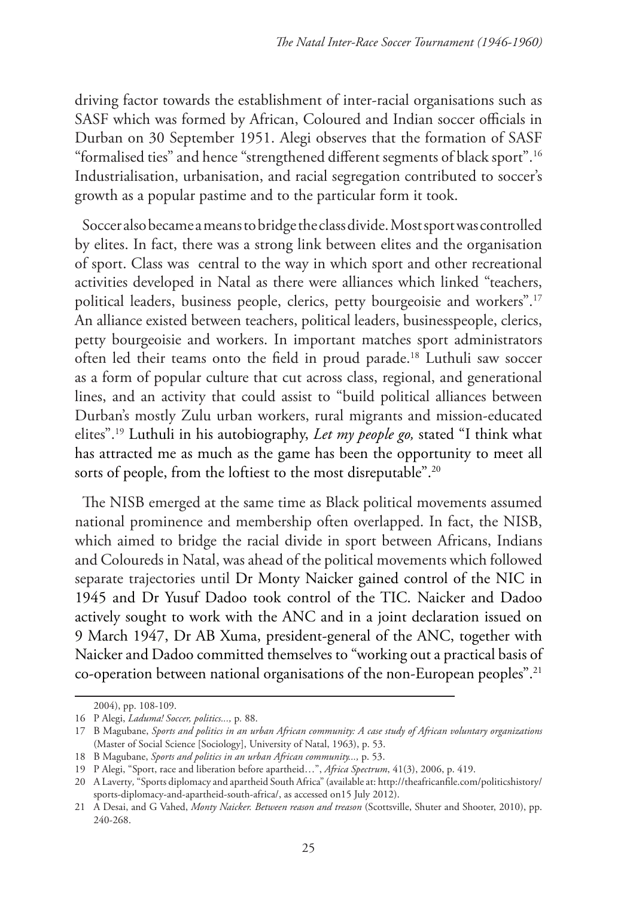driving factor towards the establishment of inter-racial organisations such as SASF which was formed by African, Coloured and Indian soccer officials in Durban on 30 September 1951. Alegi observes that the formation of SASF "formalised ties" and hence "strengthened different segments of black sport".[16] Industrialisation, urbanisation, and racial segregation contributed to soccer's growth as a popular pastime and to the particular form it took.

Soccer also became a means to bridge the class divide. Most sport was controlled by elites. In fact, there was a strong link between elites and the organisation of sport. Class was central to the way in which sport and other recreational activities developed in Natal as there were alliances which linked "teachers, political leaders, business people, clerics, petty bourgeoisie and workers".[17] An alliance existed between teachers, political leaders, businesspeople, clerics, petty bourgeoisie and workers. In important matches sport administrators often led their teams onto the field in proud parade.[18] Luthuli saw soccer as a form of popular culture that cut across class, regional, and generational lines, and an activity that could assist to "build political alliances between Durban's mostly Zulu urban workers, rural migrants and mission-educated elites".[19] Luthuli in his autobiography, *Let my people go,* stated "I think what has attracted me as much as the game has been the opportunity to meet all sorts of people, from the loftiest to the most disreputable".[20]

The NISB emerged at the same time as Black political movements assumed national prominence and membership often overlapped. In fact, the NISB, which aimed to bridge the racial divide in sport between Africans, Indians and Coloureds in Natal, was ahead of the political movements which followed separate trajectories until Dr Monty Naicker gained control of the NIC in 1945 and Dr Yusuf Dadoo took control of the TIC. Naicker and Dadoo actively sought to work with the ANC and in a joint declaration issued on 9 March 1947, Dr AB Xuma, president-general of the ANC, together with Naicker and Dadoo committed themselves to "working out a practical basis of co-operation between national organisations of the non-European peoples".[21]

---

2004), pp. 108-109.

16 P Alegi, *Laduma! Soccer, politics...,* p. 88.

17 B Magubane, *Sports and politics in an urban African community: A case study of African voluntary organizations* (Master of Social Science [Sociology], University of Natal, 1963), p. 53.

18 B Magubane, *Sports and politics in an urban African community...,* p. 53.

19 P Alegi, "Sport, race and liberation before apartheid…", *Africa Spectrum*, 41(3), 2006, p. 419.

20 A Laverty, "Sports diplomacy and apartheid South Africa" (available at: http://theafricanfile.com/politicshistory/sports-diplomacy-and-apartheid-south-africa/, as accessed on15 July 2012).

21 A Desai, and G Vahed, *Monty Naicker. Between reason and treason* (Scottsville, Shuter and Shooter, 2010), pp. 240-268.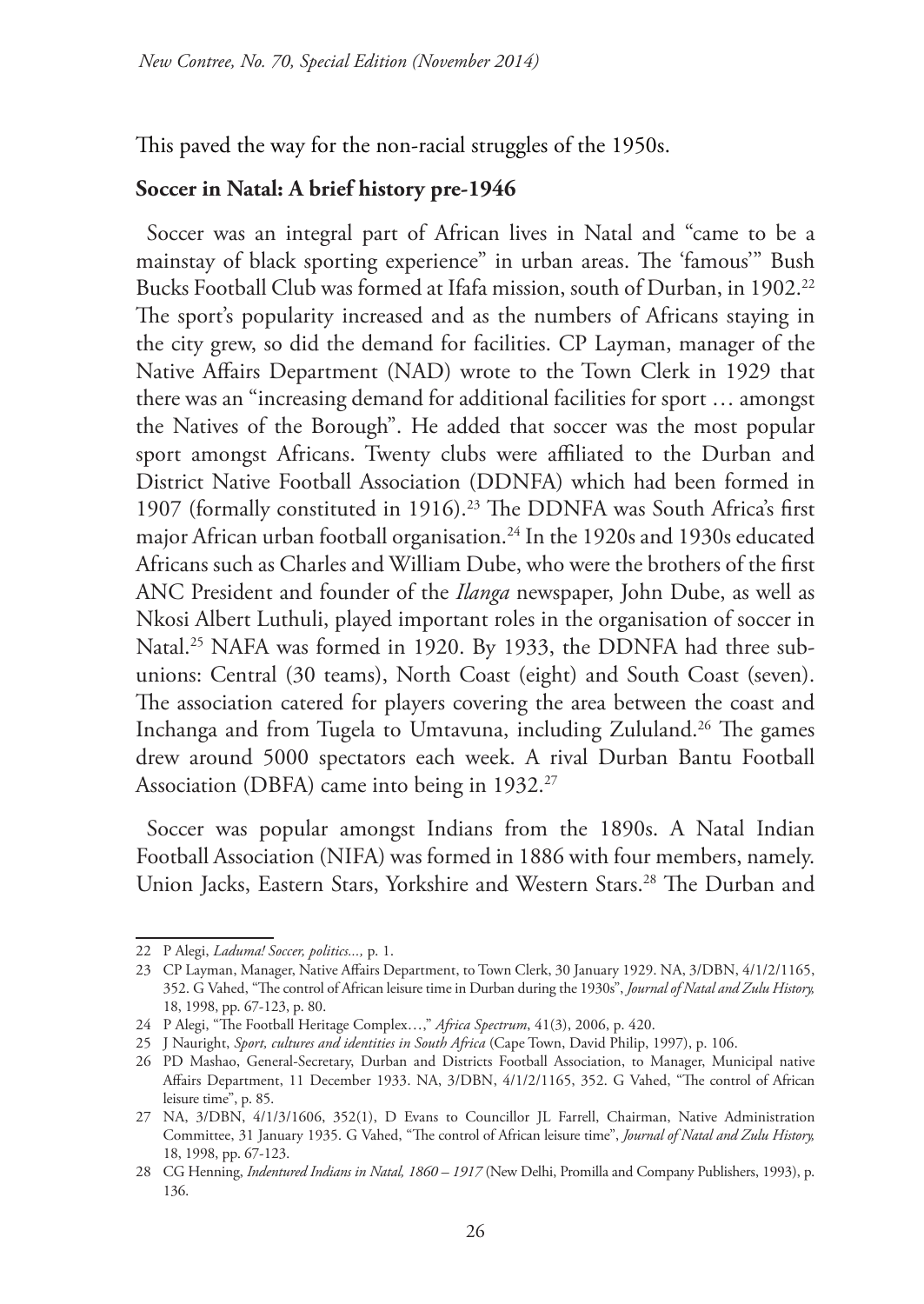This paved the way for the non-racial struggles of the 1950s.

**Soccer in Natal: A brief history pre-1946**

Soccer was an integral part of African lives in Natal and "came to be a mainstay of black sporting experience" in urban areas. The 'famous'" Bush Bucks Football Club was formed at Ifafa mission, south of Durban, in 1902.[22] The sport's popularity increased and as the numbers of Africans staying in the city grew, so did the demand for facilities. CP Layman, manager of the Native Affairs Department (NAD) wrote to the Town Clerk in 1929 that there was an "increasing demand for additional facilities for sport … amongst the Natives of the Borough". He added that soccer was the most popular sport amongst Africans. Twenty clubs were affiliated to the Durban and District Native Football Association (DDNFA) which had been formed in 1907 (formally constituted in 1916).[23] The DDNFA was South Africa's first major African urban football organisation.[24] In the 1920s and 1930s educated Africans such as Charles and William Dube, who were the brothers of the first ANC President and founder of the *Ilanga* newspaper, John Dube, as well as Nkosi Albert Luthuli, played important roles in the organisation of soccer in Natal.[25] NAFA was formed in 1920. By 1933, the DDNFA had three sub-unions: Central (30 teams), North Coast (eight) and South Coast (seven). The association catered for players covering the area between the coast and Inchanga and from Tugela to Umtavuna, including Zululand.[26] The games drew around 5000 spectators each week. A rival Durban Bantu Football Association (DBFA) came into being in 1932.[27]

Soccer was popular amongst Indians from the 1890s. A Natal Indian Football Association (NIFA) was formed in 1886 with four members, namely. Union Jacks, Eastern Stars, Yorkshire and Western Stars.[28] The Durban and

---

22 P Alegi, *Laduma! Soccer, politics...,* p. 1.

23 CP Layman, Manager, Native Affairs Department, to Town Clerk, 30 January 1929. NA, 3/DBN, 4/1/2/1165, 352. G Vahed, "The control of African leisure time in Durban during the 1930s", *Journal of Natal and Zulu History,* 18, 1998, pp. 67-123, p. 80.

24 P Alegi, "The Football Heritage Complex…," *Africa Spectrum*, 41(3), 2006, p. 420.

25 J Nauright, *Sport, cultures and identities in South Africa* (Cape Town, David Philip, 1997), p. 106.

26 PD Mashao, General-Secretary, Durban and Districts Football Association, to Manager, Municipal native Affairs Department, 11 December 1933. NA, 3/DBN, 4/1/2/1165, 352. G Vahed, "The control of African leisure time", p. 85.

27 NA, 3/DBN, 4/1/3/1606, 352(1), D Evans to Councillor JL Farrell, Chairman, Native Administration Committee, 31 January 1935. G Vahed, "The control of African leisure time", *Journal of Natal and Zulu History,* 18, 1998, pp. 67-123.

28 CG Henning, *Indentured Indians in Natal, 1860 – 1917* (New Delhi, Promilla and Company Publishers, 1993), p. 136.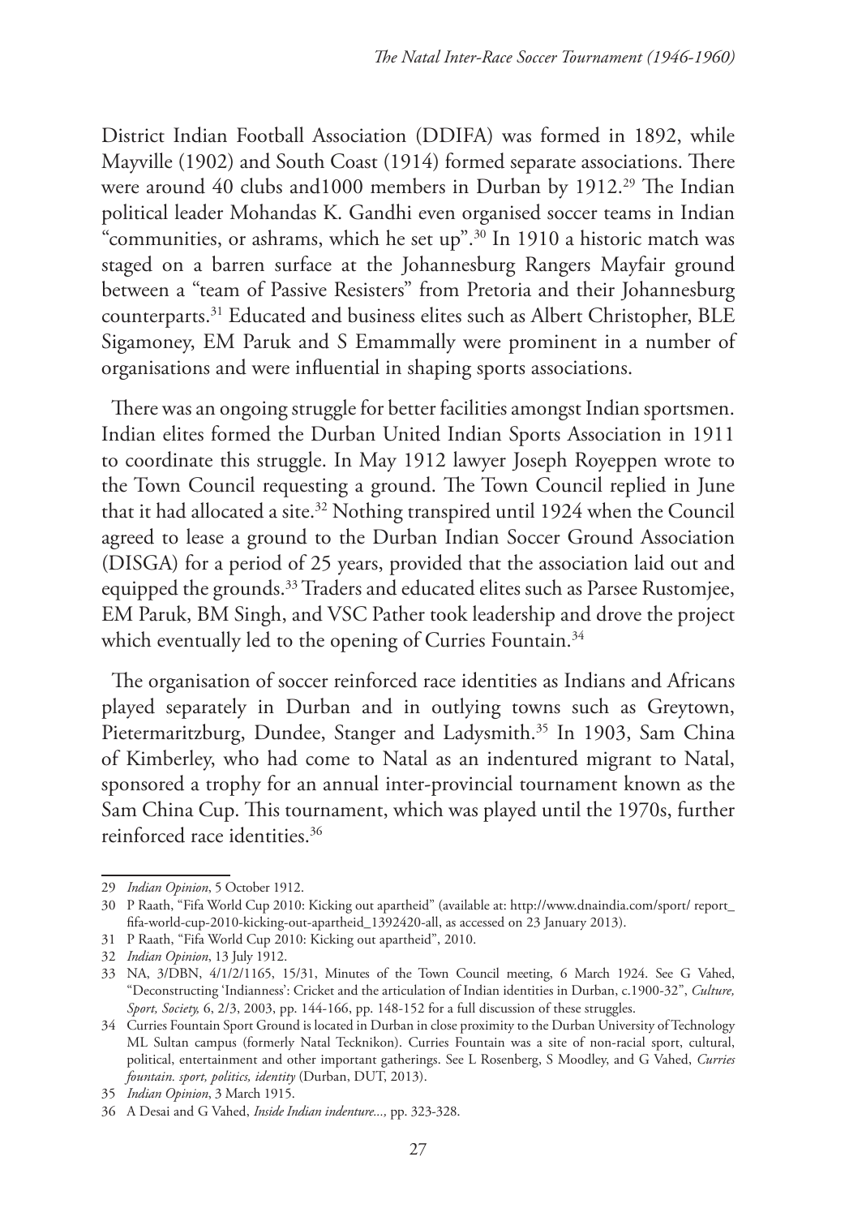District Indian Football Association (DDIFA) was formed in 1892, while Mayville (1902) and South Coast (1914) formed separate associations. There were around 40 clubs and1000 members in Durban by 1912.[29] The Indian political leader Mohandas K. Gandhi even organised soccer teams in Indian "communities, or ashrams, which he set up".[30] In 1910 a historic match was staged on a barren surface at the Johannesburg Rangers Mayfair ground between a "team of Passive Resisters" from Pretoria and their Johannesburg counterparts.[31] Educated and business elites such as Albert Christopher, BLE Sigamoney, EM Paruk and S Emammally were prominent in a number of organisations and were influential in shaping sports associations.

There was an ongoing struggle for better facilities amongst Indian sportsmen. Indian elites formed the Durban United Indian Sports Association in 1911 to coordinate this struggle. In May 1912 lawyer Joseph Royeppen wrote to the Town Council requesting a ground. The Town Council replied in June that it had allocated a site.[32] Nothing transpired until 1924 when the Council agreed to lease a ground to the Durban Indian Soccer Ground Association (DISGA) for a period of 25 years, provided that the association laid out and equipped the grounds.[33] Traders and educated elites such as Parsee Rustomjee, EM Paruk, BM Singh, and VSC Pather took leadership and drove the project which eventually led to the opening of Curries Fountain.[34]

The organisation of soccer reinforced race identities as Indians and Africans played separately in Durban and in outlying towns such as Greytown, Pietermaritzburg, Dundee, Stanger and Ladysmith.[35] In 1903, Sam China of Kimberley, who had come to Natal as an indentured migrant to Natal, sponsored a trophy for an annual inter-provincial tournament known as the Sam China Cup. This tournament, which was played until the 1970s, further reinforced race identities.[36]

---

29 *Indian Opinion*, 5 October 1912.

30 P Raath, "Fifa World Cup 2010: Kicking out apartheid" (available at: http://www.dnaindia.com/sport/ report_fifa-world-cup-2010-kicking-out-apartheid_1392420-all, as accessed on 23 January 2013).

31 P Raath, "Fifa World Cup 2010: Kicking out apartheid", 2010.

32 *Indian Opinion*, 13 July 1912.

33 NA, 3/DBN, 4/1/2/1165, 15/31, Minutes of the Town Council meeting, 6 March 1924. See G Vahed, "Deconstructing 'Indianness': Cricket and the articulation of Indian identities in Durban, c.1900-32", *Culture, Sport, Society,* 6, 2/3, 2003, pp. 144-166, pp. 148-152 for a full discussion of these struggles.

34 Curries Fountain Sport Ground is located in Durban in close proximity to the Durban University of Technology ML Sultan campus (formerly Natal Tecknikon). Curries Fountain was a site of non-racial sport, cultural, political, entertainment and other important gatherings. See L Rosenberg, S Moodley, and G Vahed, *Curries fountain. sport, politics, identity* (Durban, DUT, 2013).

35 *Indian Opinion*, 3 March 1915.

36 A Desai and G Vahed, *Inside Indian indenture...,* pp. 323-328.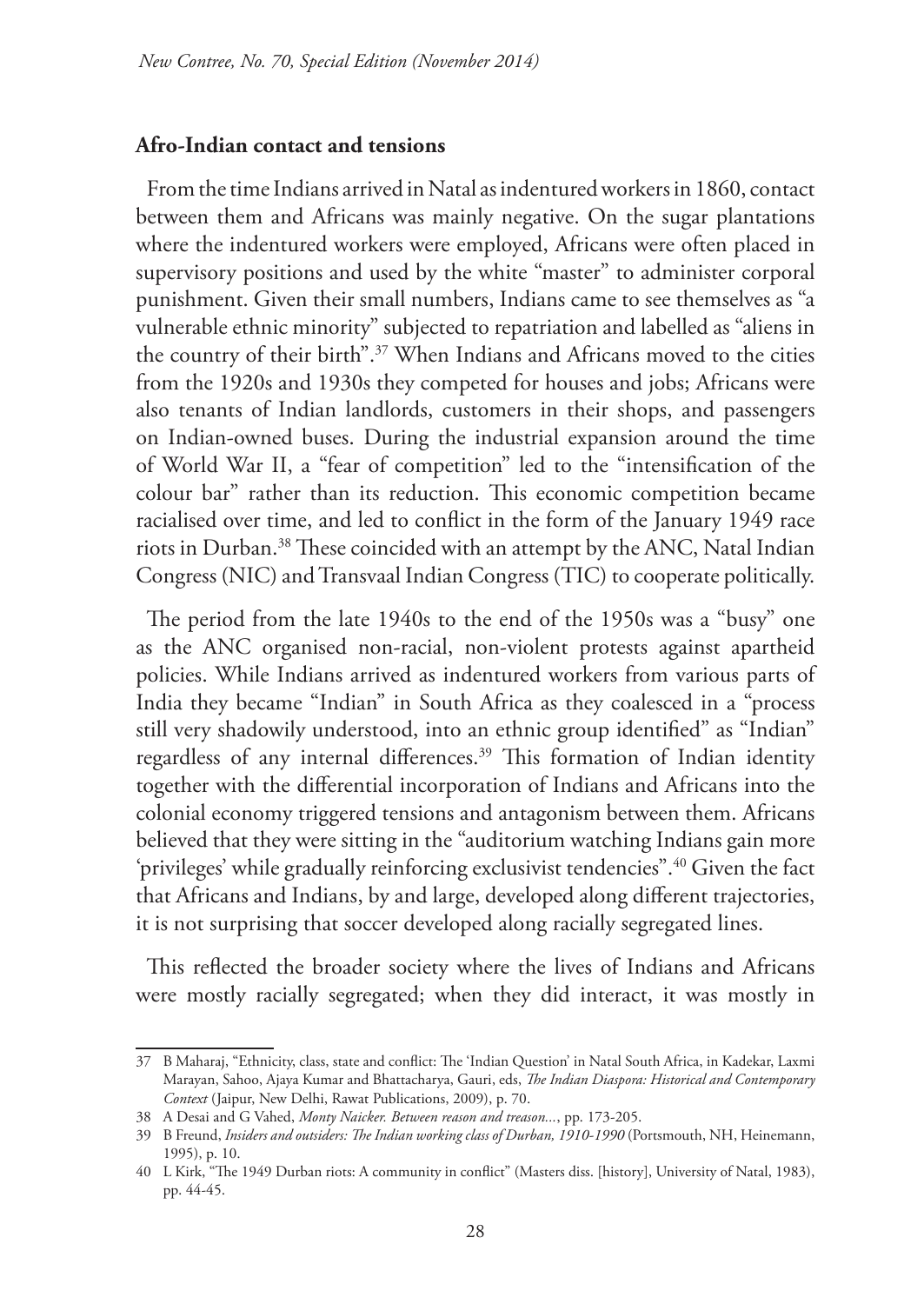**Afro-Indian contact and tensions**

From the time Indians arrived in Natal as indentured workers in 1860, contact between them and Africans was mainly negative. On the sugar plantations where the indentured workers were employed, Africans were often placed in supervisory positions and used by the white "master" to administer corporal punishment. Given their small numbers, Indians came to see themselves as "a vulnerable ethnic minority" subjected to repatriation and labelled as "aliens in the country of their birth".[37] When Indians and Africans moved to the cities from the 1920s and 1930s they competed for houses and jobs; Africans were also tenants of Indian landlords, customers in their shops, and passengers on Indian-owned buses. During the industrial expansion around the time of World War II, a "fear of competition" led to the "intensification of the colour bar" rather than its reduction. This economic competition became racialised over time, and led to conflict in the form of the January 1949 race riots in Durban.[38] These coincided with an attempt by the ANC, Natal Indian Congress (NIC) and Transvaal Indian Congress (TIC) to cooperate politically.

The period from the late 1940s to the end of the 1950s was a "busy" one as the ANC organised non-racial, non-violent protests against apartheid policies. While Indians arrived as indentured workers from various parts of India they became "Indian" in South Africa as they coalesced in a "process still very shadowily understood, into an ethnic group identified" as "Indian" regardless of any internal differences.[39] This formation of Indian identity together with the differential incorporation of Indians and Africans into the colonial economy triggered tensions and antagonism between them. Africans believed that they were sitting in the "auditorium watching Indians gain more 'privileges' while gradually reinforcing exclusivist tendencies".[40] Given the fact that Africans and Indians, by and large, developed along different trajectories, it is not surprising that soccer developed along racially segregated lines.

This reflected the broader society where the lives of Indians and Africans were mostly racially segregated; when they did interact, it was mostly in

---

37 B Maharaj, "Ethnicity, class, state and conflict: The 'Indian Question' in Natal South Africa, in Kadekar, Laxmi Marayan, Sahoo, Ajaya Kumar and Bhattacharya, Gauri, eds, *The Indian Diaspora: Historical and Contemporary Context* (Jaipur, New Delhi, Rawat Publications, 2009), p. 70.

38 A Desai and G Vahed, *Monty Naicker. Between reason and treason...*, pp. 173-205.

39 B Freund, *Insiders and outsiders: The Indian working class of Durban, 1910-1990* (Portsmouth, NH, Heinemann, 1995), p. 10.

40 L Kirk, "The 1949 Durban riots: A community in conflict" (Masters diss. [history], University of Natal, 1983), pp. 44-45.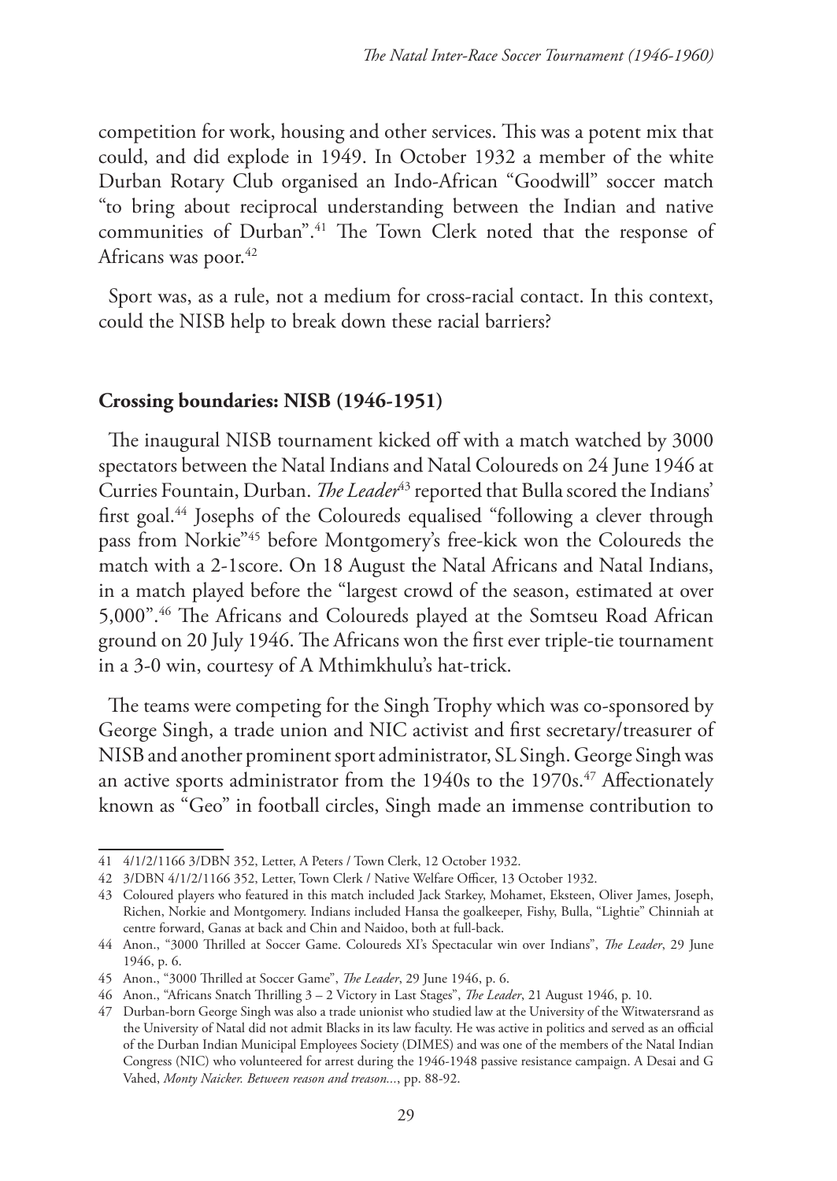competition for work, housing and other services. This was a potent mix that could, and did explode in 1949. In October 1932 a member of the white Durban Rotary Club organised an Indo-African "Goodwill" soccer match "to bring about reciprocal understanding between the Indian and native communities of Durban".[41] The Town Clerk noted that the response of Africans was poor.[42]

Sport was, as a rule, not a medium for cross-racial contact. In this context, could the NISB help to break down these racial barriers?

## Crossing boundaries: NISB (1946-1951)

The inaugural NISB tournament kicked off with a match watched by 3000 spectators between the Natal Indians and Natal Coloureds on 24 June 1946 at Curries Fountain, Durban. *The Leader*[43] reported that Bulla scored the Indians' first goal.[44] Josephs of the Coloureds equalised "following a clever through pass from Norkie"[45] before Montgomery's free-kick won the Coloureds the match with a 2-1score. On 18 August the Natal Africans and Natal Indians, in a match played before the "largest crowd of the season, estimated at over 5,000".[46] The Africans and Coloureds played at the Somtseu Road African ground on 20 July 1946. The Africans won the first ever triple-tie tournament in a 3-0 win, courtesy of A Mthimkhulu's hat-trick.

The teams were competing for the Singh Trophy which was co-sponsored by George Singh, a trade union and NIC activist and first secretary/treasurer of NISB and another prominent sport administrator, SL Singh. George Singh was an active sports administrator from the 1940s to the 1970s.[47] Affectionately known as "Geo" in football circles, Singh made an immense contribution to

---

41 4/1/2/1166 3/DBN 352, Letter, A Peters / Town Clerk, 12 October 1932.

42 3/DBN 4/1/2/1166 352, Letter, Town Clerk / Native Welfare Officer, 13 October 1932.

43 Coloured players who featured in this match included Jack Starkey, Mohamet, Eksteen, Oliver James, Joseph, Richen, Norkie and Montgomery. Indians included Hansa the goalkeeper, Fishy, Bulla, "Lightie" Chinniah at centre forward, Ganas at back and Chin and Naidoo, both at full-back.

44 Anon., "3000 Thrilled at Soccer Game. Coloureds XI's Spectacular win over Indians", *The Leader*, 29 June 1946, p. 6.

45 Anon., "3000 Thrilled at Soccer Game", *The Leader*, 29 June 1946, p. 6.

46 Anon., "Africans Snatch Thrilling 3 – 2 Victory in Last Stages", *The Leader*, 21 August 1946, p. 10.

47 Durban-born George Singh was also a trade unionist who studied law at the University of the Witwatersrand as the University of Natal did not admit Blacks in its law faculty. He was active in politics and served as an official of the Durban Indian Municipal Employees Society (DIMES) and was one of the members of the Natal Indian Congress (NIC) who volunteered for arrest during the 1946-1948 passive resistance campaign. A Desai and G Vahed, *Monty Naicker. Between reason and treason...*, pp. 88-92.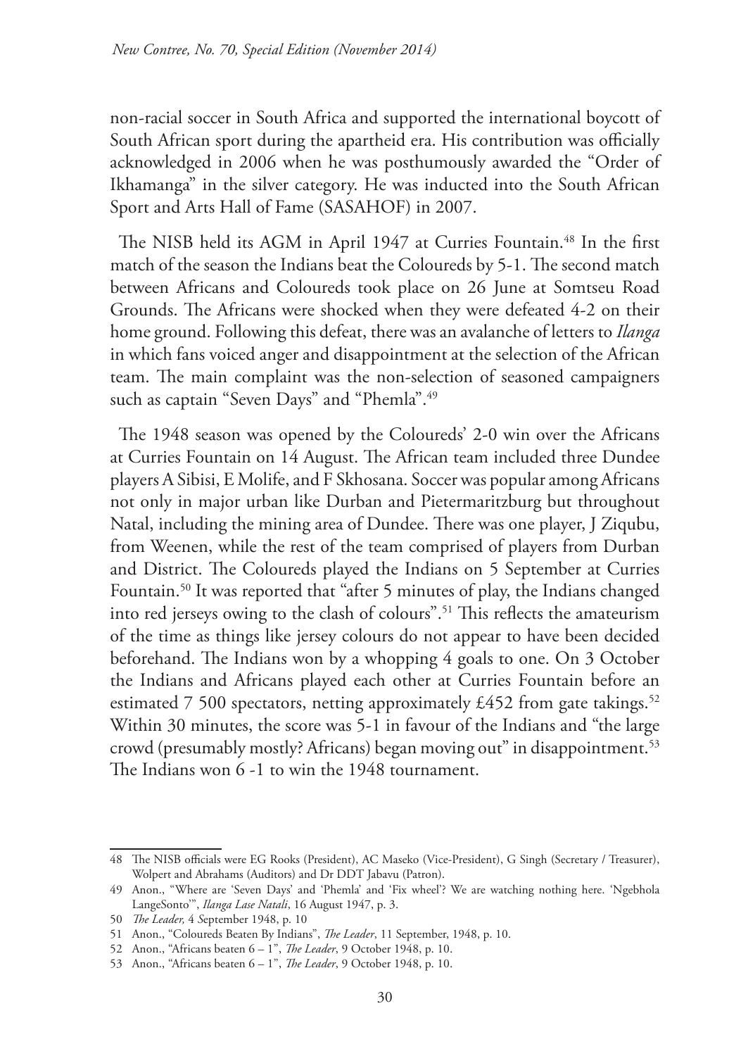non-racial soccer in South Africa and supported the international boycott of South African sport during the apartheid era. His contribution was officially acknowledged in 2006 when he was posthumously awarded the "Order of Ikhamanga" in the silver category. He was inducted into the South African Sport and Arts Hall of Fame (SASAHOF) in 2007.

The NISB held its AGM in April 1947 at Curries Fountain.[48] In the first match of the season the Indians beat the Coloureds by 5-1. The second match between Africans and Coloureds took place on 26 June at Somtseu Road Grounds. The Africans were shocked when they were defeated 4-2 on their home ground. Following this defeat, there was an avalanche of letters to *Ilanga* in which fans voiced anger and disappointment at the selection of the African team. The main complaint was the non-selection of seasoned campaigners such as captain "Seven Days" and "Phemla".[49]

The 1948 season was opened by the Coloureds' 2-0 win over the Africans at Curries Fountain on 14 August. The African team included three Dundee players A Sibisi, E Molife, and F Skhosana. Soccer was popular among Africans not only in major urban like Durban and Pietermaritzburg but throughout Natal, including the mining area of Dundee. There was one player, J Ziqubu, from Weenen, while the rest of the team comprised of players from Durban and District. The Coloureds played the Indians on 5 September at Curries Fountain.[50] It was reported that "after 5 minutes of play, the Indians changed into red jerseys owing to the clash of colours".[51] This reflects the amateurism of the time as things like jersey colours do not appear to have been decided beforehand. The Indians won by a whopping 4 goals to one. On 3 October the Indians and Africans played each other at Curries Fountain before an estimated 7 500 spectators, netting approximately £452 from gate takings.[52] Within 30 minutes, the score was 5-1 in favour of the Indians and "the large crowd (presumably mostly? Africans) began moving out" in disappointment.[53] The Indians won 6 -1 to win the 1948 tournament.

---

48 The NISB officials were EG Rooks (President), AC Maseko (Vice-President), G Singh (Secretary / Treasurer), Wolpert and Abrahams (Auditors) and Dr DDT Jabavu (Patron).

49 Anon., "Where are 'Seven Days' and 'Phemla' and 'Fix wheel'? We are watching nothing here. 'Ngebhola LangeSonto'", *Ilanga Lase Natali*, 16 August 1947, p. 3.

50 *The Leader,* 4 September 1948, p. 10

51 Anon., "Coloureds Beaten By Indians", *The Leader*, 11 September, 1948, p. 10.

52 Anon., "Africans beaten 6 – 1", *The Leader*, 9 October 1948, p. 10.

53 Anon., "Africans beaten 6 – 1", *The Leader*, 9 October 1948, p. 10.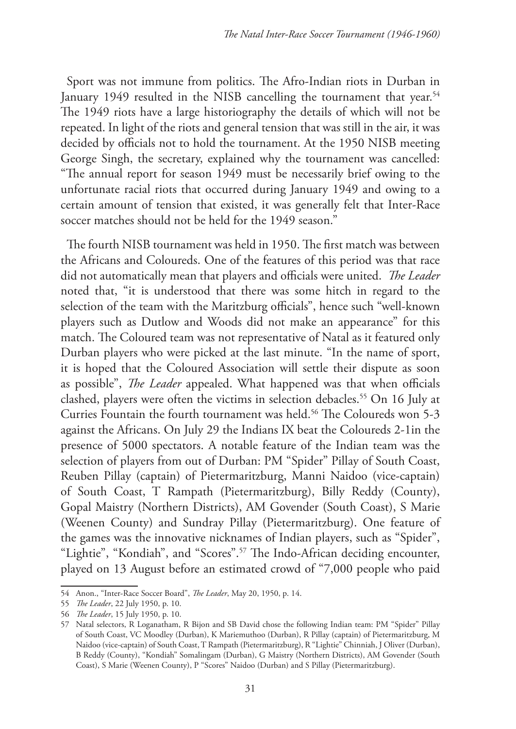Sport was not immune from politics. The Afro-Indian riots in Durban in January 1949 resulted in the NISB cancelling the tournament that year.[54] The 1949 riots have a large historiography the details of which will not be repeated. In light of the riots and general tension that was still in the air, it was decided by officials not to hold the tournament. At the 1950 NISB meeting George Singh, the secretary, explained why the tournament was cancelled: "The annual report for season 1949 must be necessarily brief owing to the unfortunate racial riots that occurred during January 1949 and owing to a certain amount of tension that existed, it was generally felt that Inter-Race soccer matches should not be held for the 1949 season."

The fourth NISB tournament was held in 1950. The first match was between the Africans and Coloureds. One of the features of this period was that race did not automatically mean that players and officials were united. *The Leader* noted that, "it is understood that there was some hitch in regard to the selection of the team with the Maritzburg officials", hence such "well-known players such as Dutlow and Woods did not make an appearance" for this match. The Coloured team was not representative of Natal as it featured only Durban players who were picked at the last minute. "In the name of sport, it is hoped that the Coloured Association will settle their dispute as soon as possible", *The Leader* appealed. What happened was that when officials clashed, players were often the victims in selection debacles.[55] On 16 July at Curries Fountain the fourth tournament was held.[56] The Coloureds won 5-3 against the Africans. On July 29 the Indians IX beat the Coloureds 2-1in the presence of 5000 spectators. A notable feature of the Indian team was the selection of players from out of Durban: PM "Spider" Pillay of South Coast, Reuben Pillay (captain) of Pietermaritzburg, Manni Naidoo (vice-captain) of South Coast, T Rampath (Pietermaritzburg), Billy Reddy (County), Gopal Maistry (Northern Districts), AM Govender (South Coast), S Marie (Weenen County) and Sundray Pillay (Pietermaritzburg). One feature of the games was the innovative nicknames of Indian players, such as "Spider", "Lightie", "Kondiah", and "Scores".[57] The Indo-African deciding encounter, played on 13 August before an estimated crowd of "7,000 people who paid

---

54 Anon., "Inter-Race Soccer Board", *The Leader*, May 20, 1950, p. 14.

55 *The Leader*, 22 July 1950, p. 10.

56 *The Leader*, 15 July 1950, p. 10.

57 Natal selectors, R Loganatham, R Bijon and SB David chose the following Indian team: PM "Spider" Pillay of South Coast, VC Moodley (Durban), K Mariemuthoo (Durban), R Pillay (captain) of Pietermaritzburg, M Naidoo (vice-captain) of South Coast, T Rampath (Pietermaritzburg), R "Lightie" Chinniah, J Oliver (Durban), B Reddy (County), "Kondiah" Somalingam (Durban), G Maistry (Northern Districts), AM Govender (South Coast), S Marie (Weenen County), P "Scores" Naidoo (Durban) and S Pillay (Pietermaritzburg).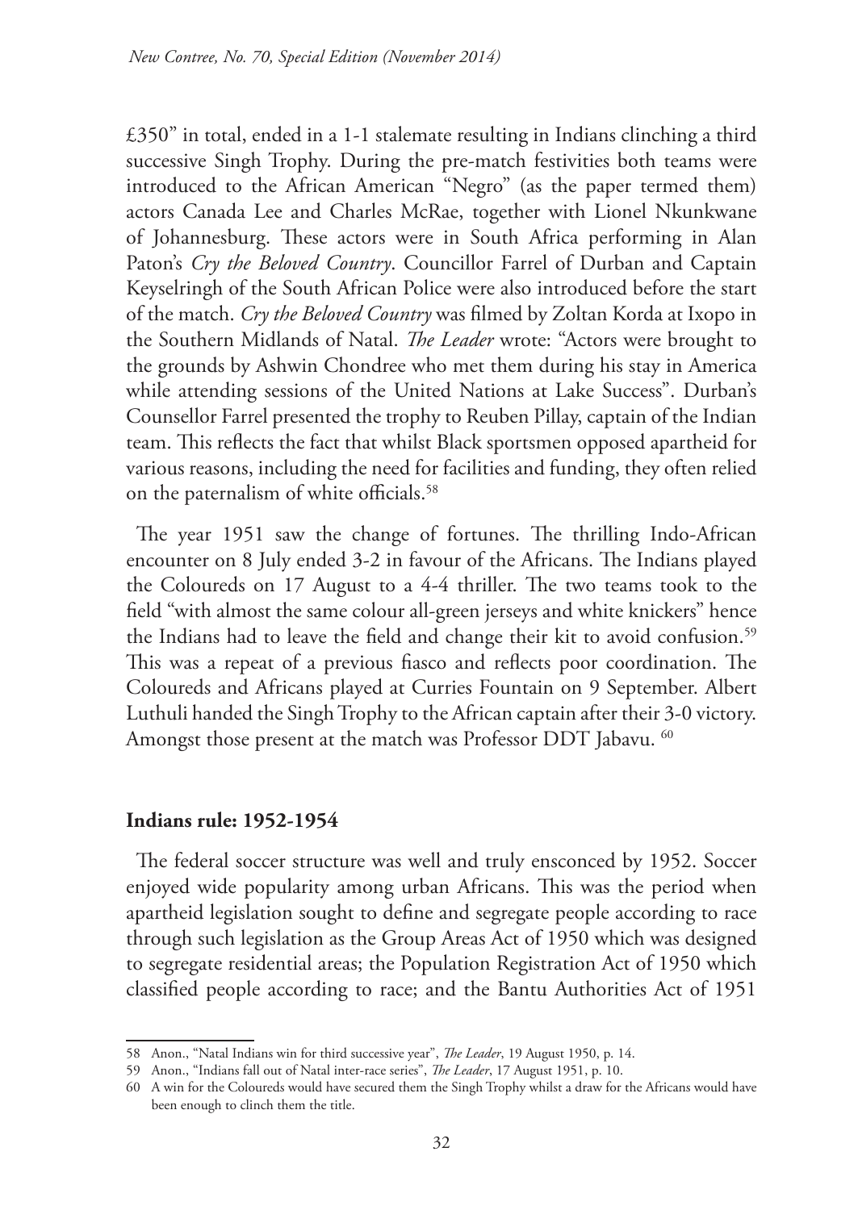£350" in total, ended in a 1-1 stalemate resulting in Indians clinching a third successive Singh Trophy. During the pre-match festivities both teams were introduced to the African American "Negro" (as the paper termed them) actors Canada Lee and Charles McRae, together with Lionel Nkunkwane of Johannesburg. These actors were in South Africa performing in Alan Paton's *Cry the Beloved Country*. Councillor Farrel of Durban and Captain Keyselringh of the South African Police were also introduced before the start of the match. *Cry the Beloved Country* was filmed by Zoltan Korda at Ixopo in the Southern Midlands of Natal. *The Leader* wrote: "Actors were brought to the grounds by Ashwin Chondree who met them during his stay in America while attending sessions of the United Nations at Lake Success". Durban's Counsellor Farrel presented the trophy to Reuben Pillay, captain of the Indian team. This reflects the fact that whilst Black sportsmen opposed apartheid for various reasons, including the need for facilities and funding, they often relied on the paternalism of white officials.[58]

The year 1951 saw the change of fortunes. The thrilling Indo-African encounter on 8 July ended 3-2 in favour of the Africans. The Indians played the Coloureds on 17 August to a 4-4 thriller. The two teams took to the field "with almost the same colour all-green jerseys and white knickers" hence the Indians had to leave the field and change their kit to avoid confusion.[59] This was a repeat of a previous fiasco and reflects poor coordination. The Coloureds and Africans played at Curries Fountain on 9 September. Albert Luthuli handed the Singh Trophy to the African captain after their 3-0 victory. Amongst those present at the match was Professor DDT Jabavu.[60]

## Indians rule: 1952-1954

The federal soccer structure was well and truly ensconced by 1952. Soccer enjoyed wide popularity among urban Africans. This was the period when apartheid legislation sought to define and segregate people according to race through such legislation as the Group Areas Act of 1950 which was designed to segregate residential areas; the Population Registration Act of 1950 which classified people according to race; and the Bantu Authorities Act of 1951

---

58 Anon., "Natal Indians win for third successive year", *The Leader*, 19 August 1950, p. 14.

59 Anon., "Indians fall out of Natal inter-race series", *The Leader*, 17 August 1951, p. 10.

60 A win for the Coloureds would have secured them the Singh Trophy whilst a draw for the Africans would have been enough to clinch them the title.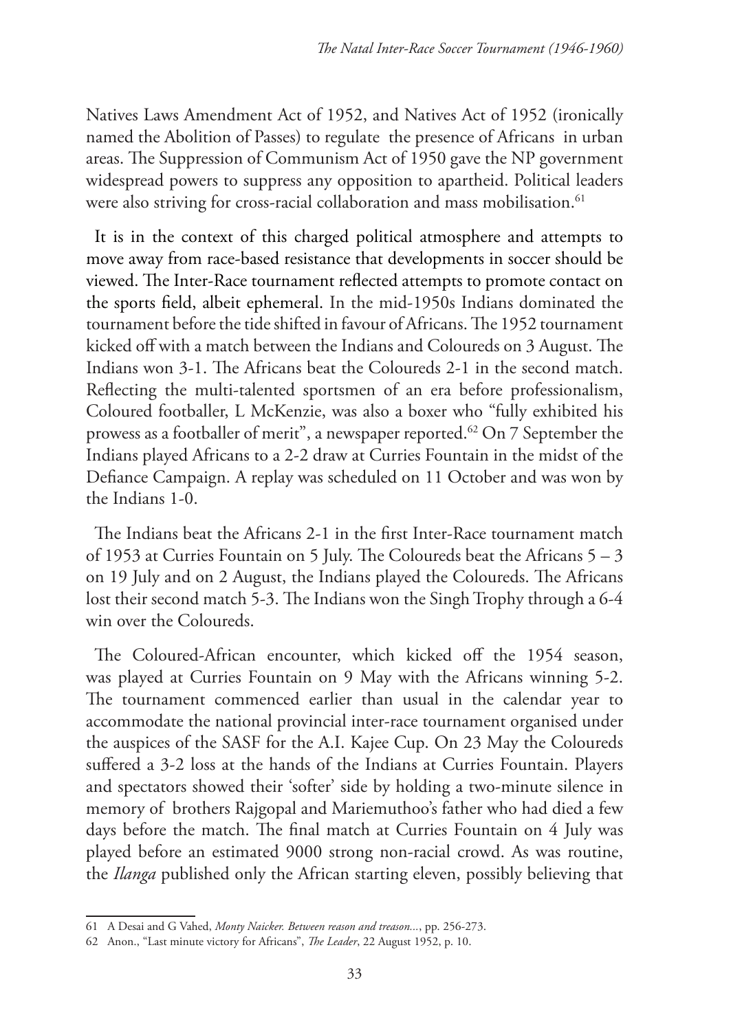Natives Laws Amendment Act of 1952, and Natives Act of 1952 (ironically named the Abolition of Passes) to regulate the presence of Africans in urban areas. The Suppression of Communism Act of 1950 gave the NP government widespread powers to suppress any opposition to apartheid. Political leaders were also striving for cross-racial collaboration and mass mobilisation.[61]

It is in the context of this charged political atmosphere and attempts to move away from race-based resistance that developments in soccer should be viewed. The Inter-Race tournament reflected attempts to promote contact on the sports field, albeit ephemeral. In the mid-1950s Indians dominated the tournament before the tide shifted in favour of Africans. The 1952 tournament kicked off with a match between the Indians and Coloureds on 3 August. The Indians won 3-1. The Africans beat the Coloureds 2-1 in the second match. Reflecting the multi-talented sportsmen of an era before professionalism, Coloured footballer, L McKenzie, was also a boxer who "fully exhibited his prowess as a footballer of merit", a newspaper reported.[62] On 7 September the Indians played Africans to a 2-2 draw at Curries Fountain in the midst of the Defiance Campaign. A replay was scheduled on 11 October and was won by the Indians 1-0.

The Indians beat the Africans 2-1 in the first Inter-Race tournament match of 1953 at Curries Fountain on 5 July. The Coloureds beat the Africans 5 – 3 on 19 July and on 2 August, the Indians played the Coloureds. The Africans lost their second match 5-3. The Indians won the Singh Trophy through a 6-4 win over the Coloureds.

The Coloured-African encounter, which kicked off the 1954 season, was played at Curries Fountain on 9 May with the Africans winning 5-2. The tournament commenced earlier than usual in the calendar year to accommodate the national provincial inter-race tournament organised under the auspices of the SASF for the A.I. Kajee Cup. On 23 May the Coloureds suffered a 3-2 loss at the hands of the Indians at Curries Fountain. Players and spectators showed their 'softer' side by holding a two-minute silence in memory of brothers Rajgopal and Mariemuthoo's father who had died a few days before the match. The final match at Curries Fountain on 4 July was played before an estimated 9000 strong non-racial crowd. As was routine, the *Ilanga* published only the African starting eleven, possibly believing that

---

61 A Desai and G Vahed, *Monty Naicker. Between reason and treason...*, pp. 256-273.

62 Anon., "Last minute victory for Africans", *The Leader*, 22 August 1952, p. 10.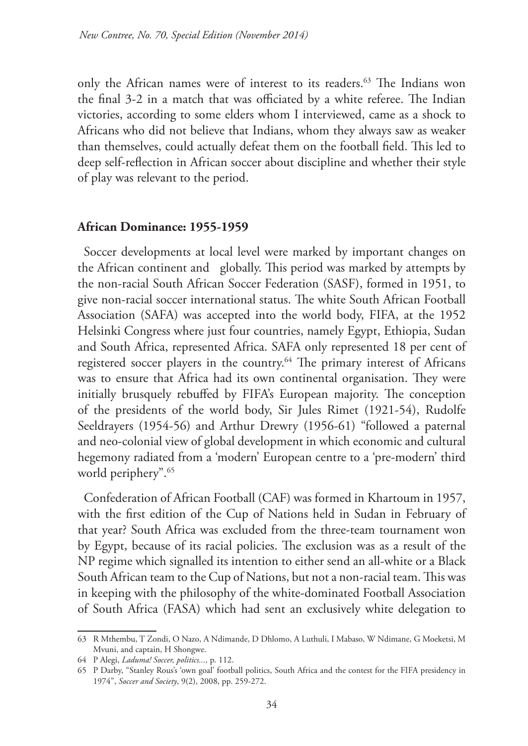only the African names were of interest to its readers.[63] The Indians won the final 3-2 in a match that was officiated by a white referee. The Indian victories, according to some elders whom I interviewed, came as a shock to Africans who did not believe that Indians, whom they always saw as weaker than themselves, could actually defeat them on the football field. This led to deep self-reflection in African soccer about discipline and whether their style of play was relevant to the period.

## African Dominance: 1955-1959

Soccer developments at local level were marked by important changes on the African continent and globally. This period was marked by attempts by the non-racial South African Soccer Federation (SASF), formed in 1951, to give non-racial soccer international status. The white South African Football Association (SAFA) was accepted into the world body, FIFA, at the 1952 Helsinki Congress where just four countries, namely Egypt, Ethiopia, Sudan and South Africa, represented Africa. SAFA only represented 18 per cent of registered soccer players in the country.[64] The primary interest of Africans was to ensure that Africa had its own continental organisation. They were initially brusquely rebuffed by FIFA's European majority. The conception of the presidents of the world body, Sir Jules Rimet (1921-54), Rudolfe Seeldrayers (1954-56) and Arthur Drewry (1956-61) "followed a paternal and neo-colonial view of global development in which economic and cultural hegemony radiated from a 'modern' European centre to a 'pre-modern' third world periphery".[65]

Confederation of African Football (CAF) was formed in Khartoum in 1957, with the first edition of the Cup of Nations held in Sudan in February of that year? South Africa was excluded from the three-team tournament won by Egypt, because of its racial policies. The exclusion was as a result of the NP regime which signalled its intention to either send an all-white or a Black South African team to the Cup of Nations, but not a non-racial team. This was in keeping with the philosophy of the white-dominated Football Association of South Africa (FASA) which had sent an exclusively white delegation to

---

63 R Mthembu, T Zondi, O Nazo, A Ndimande, D Dhlomo, A Luthuli, I Mabaso, W Ndimane, G Moeketsi, M Mvuni, and captain, H Shongwe.

64 P Alegi, *Laduma! Soccer, politics...,* p. 112.

65 P Darby, "Stanley Rous's 'own goal' football politics, South Africa and the contest for the FIFA presidency in 1974", *Soccer and Society*, 9(2), 2008, pp. 259-272.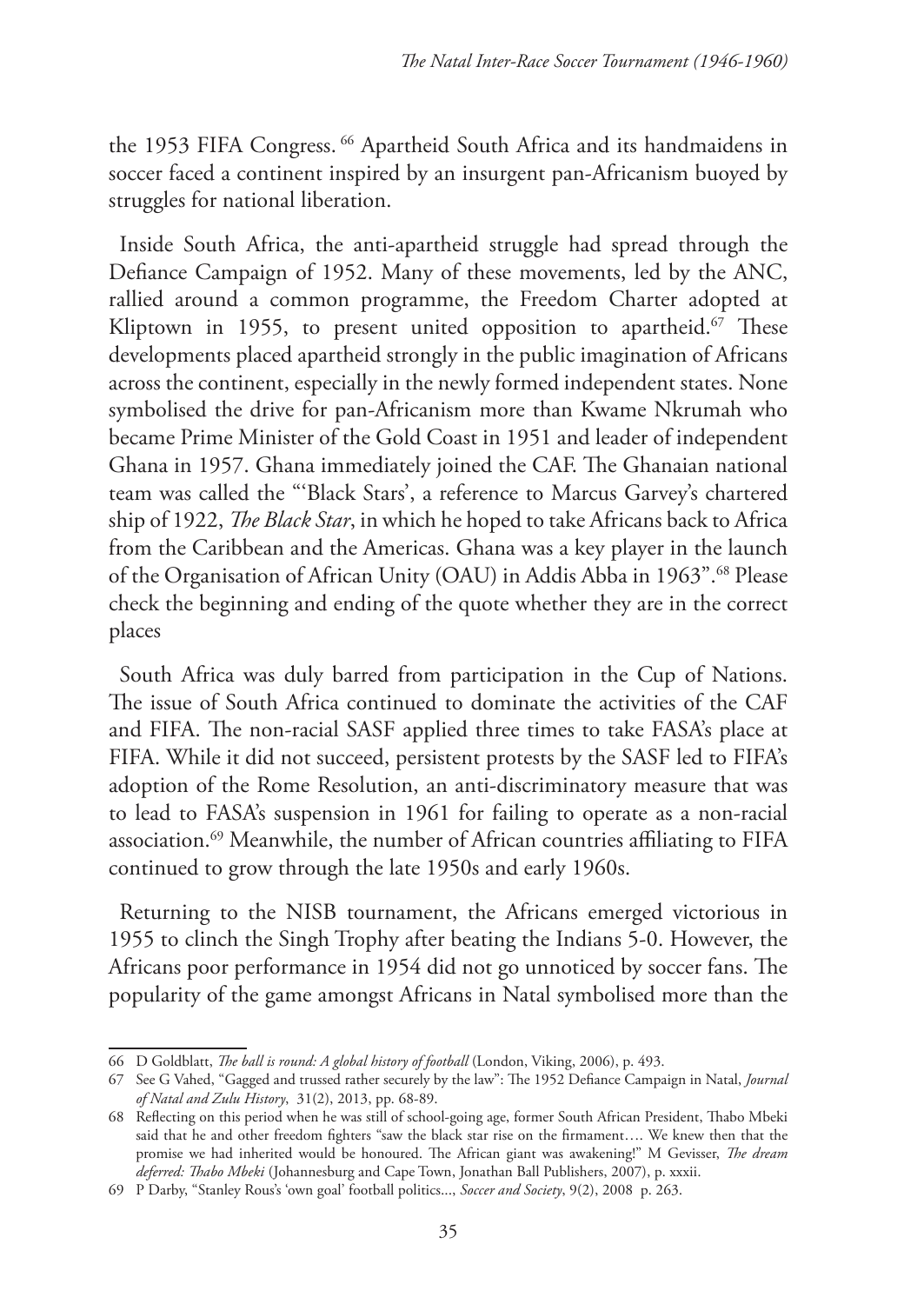the 1953 FIFA Congress.[66] Apartheid South Africa and its handmaidens in soccer faced a continent inspired by an insurgent pan-Africanism buoyed by struggles for national liberation.

Inside South Africa, the anti-apartheid struggle had spread through the Defiance Campaign of 1952. Many of these movements, led by the ANC, rallied around a common programme, the Freedom Charter adopted at Kliptown in 1955, to present united opposition to apartheid.[67] These developments placed apartheid strongly in the public imagination of Africans across the continent, especially in the newly formed independent states. None symbolised the drive for pan-Africanism more than Kwame Nkrumah who became Prime Minister of the Gold Coast in 1951 and leader of independent Ghana in 1957. Ghana immediately joined the CAF. The Ghanaian national team was called the "'Black Stars', a reference to Marcus Garvey's chartered ship of 1922, *The Black Star*, in which he hoped to take Africans back to Africa from the Caribbean and the Americas. Ghana was a key player in the launch of the Organisation of African Unity (OAU) in Addis Abba in 1963".[68] Please check the beginning and ending of the quote whether they are in the correct places

South Africa was duly barred from participation in the Cup of Nations. The issue of South Africa continued to dominate the activities of the CAF and FIFA. The non-racial SASF applied three times to take FASA's place at FIFA. While it did not succeed, persistent protests by the SASF led to FIFA's adoption of the Rome Resolution, an anti-discriminatory measure that was to lead to FASA's suspension in 1961 for failing to operate as a non-racial association.[69] Meanwhile, the number of African countries affiliating to FIFA continued to grow through the late 1950s and early 1960s.

Returning to the NISB tournament, the Africans emerged victorious in 1955 to clinch the Singh Trophy after beating the Indians 5-0. However, the Africans poor performance in 1954 did not go unnoticed by soccer fans. The popularity of the game amongst Africans in Natal symbolised more than the

---

66 D Goldblatt, *The ball is round: A global history of football* (London, Viking, 2006), p. 493.

67 See G Vahed, "Gagged and trussed rather securely by the law": The 1952 Defiance Campaign in Natal, *Journal of Natal and Zulu History*, 31(2), 2013, pp. 68-89.

68 Reflecting on this period when he was still of school-going age, former South African President, Thabo Mbeki said that he and other freedom fighters "saw the black star rise on the firmament…. We knew then that the promise we had inherited would be honoured. The African giant was awakening!" M Gevisser, *The dream deferred: Thabo Mbeki* (Johannesburg and Cape Town, Jonathan Ball Publishers, 2007), p. xxxii.

69 P Darby, "Stanley Rous's 'own goal' football politics..., *Soccer and Society*, 9(2), 2008 p. 263.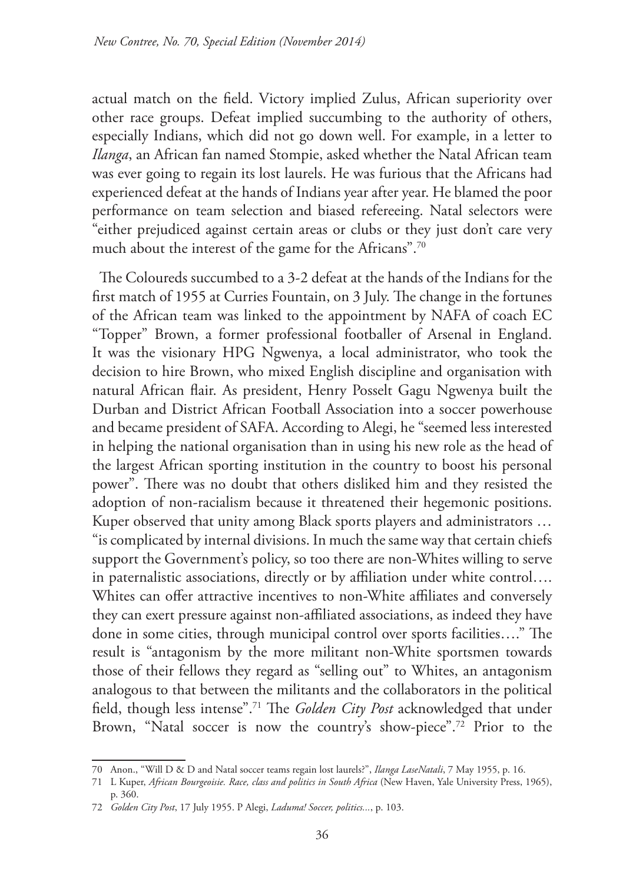actual match on the field. Victory implied Zulus, African superiority over other race groups. Defeat implied succumbing to the authority of others, especially Indians, which did not go down well. For example, in a letter to *Ilanga*, an African fan named Stompie, asked whether the Natal African team was ever going to regain its lost laurels. He was furious that the Africans had experienced defeat at the hands of Indians year after year. He blamed the poor performance on team selection and biased refereeing. Natal selectors were "either prejudiced against certain areas or clubs or they just don't care very much about the interest of the game for the Africans".[70]

The Coloureds succumbed to a 3-2 defeat at the hands of the Indians for the first match of 1955 at Curries Fountain, on 3 July. The change in the fortunes of the African team was linked to the appointment by NAFA of coach EC "Topper" Brown, a former professional footballer of Arsenal in England. It was the visionary HPG Ngwenya, a local administrator, who took the decision to hire Brown, who mixed English discipline and organisation with natural African flair. As president, Henry Posselt Gagu Ngwenya built the Durban and District African Football Association into a soccer powerhouse and became president of SAFA. According to Alegi, he "seemed less interested in helping the national organisation than in using his new role as the head of the largest African sporting institution in the country to boost his personal power". There was no doubt that others disliked him and they resisted the adoption of non-racialism because it threatened their hegemonic positions. Kuper observed that unity among Black sports players and administrators … "is complicated by internal divisions. In much the same way that certain chiefs support the Government's policy, so too there are non-Whites willing to serve in paternalistic associations, directly or by affiliation under white control…. Whites can offer attractive incentives to non-White affiliates and conversely they can exert pressure against non-affiliated associations, as indeed they have done in some cities, through municipal control over sports facilities…." The result is "antagonism by the more militant non-White sportsmen towards those of their fellows they regard as "selling out" to Whites, an antagonism analogous to that between the militants and the collaborators in the political field, though less intense".[71] The *Golden City Post* acknowledged that under Brown, "Natal soccer is now the country's show-piece".[72] Prior to the

---

70 Anon., "Will D & D and Natal soccer teams regain lost laurels?", *Ilanga LaseNatali*, 7 May 1955, p. 16.

71 L Kuper, *African Bourgeoisie. Race, class and politics in South Africa* (New Haven, Yale University Press, 1965), p. 360.

72 *Golden City Post*, 17 July 1955. P Alegi, *Laduma! Soccer, politics...*, p. 103.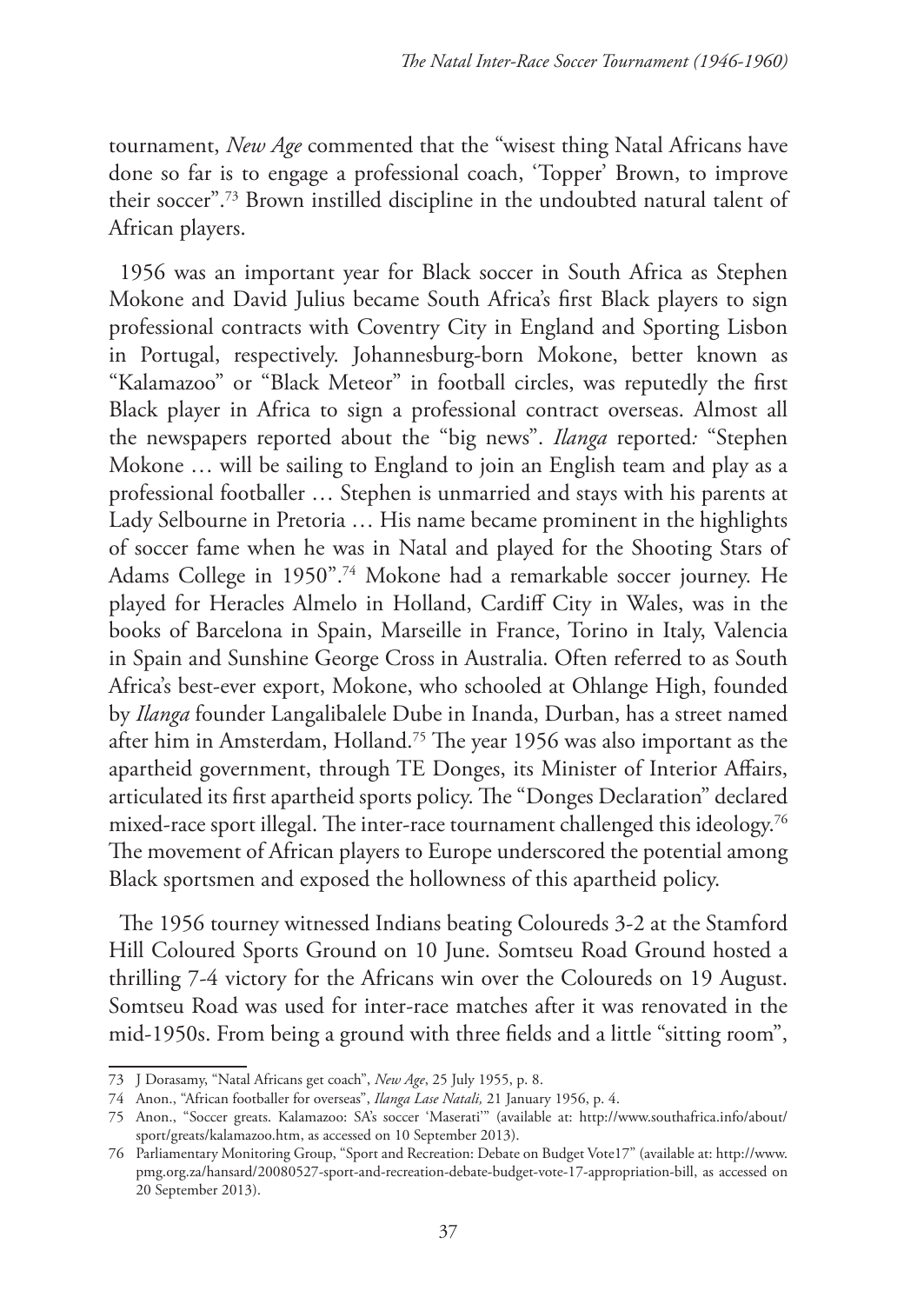tournament, *New Age* commented that the "wisest thing Natal Africans have done so far is to engage a professional coach, 'Topper' Brown, to improve their soccer".[73] Brown instilled discipline in the undoubted natural talent of African players.

1956 was an important year for Black soccer in South Africa as Stephen Mokone and David Julius became South Africa's first Black players to sign professional contracts with Coventry City in England and Sporting Lisbon in Portugal, respectively. Johannesburg-born Mokone, better known as "Kalamazoo" or "Black Meteor" in football circles, was reputedly the first Black player in Africa to sign a professional contract overseas. Almost all the newspapers reported about the "big news". *Ilanga* reported*:* "Stephen Mokone … will be sailing to England to join an English team and play as a professional footballer … Stephen is unmarried and stays with his parents at Lady Selbourne in Pretoria … His name became prominent in the highlights of soccer fame when he was in Natal and played for the Shooting Stars of Adams College in 1950".[74] Mokone had a remarkable soccer journey. He played for Heracles Almelo in Holland, Cardiff City in Wales, was in the books of Barcelona in Spain, Marseille in France, Torino in Italy, Valencia in Spain and Sunshine George Cross in Australia. Often referred to as South Africa's best-ever export, Mokone, who schooled at Ohlange High, founded by *Ilanga* founder Langalibalele Dube in Inanda, Durban, has a street named after him in Amsterdam, Holland.[75] The year 1956 was also important as the apartheid government, through TE Donges, its Minister of Interior Affairs, articulated its first apartheid sports policy. The "Donges Declaration" declared mixed-race sport illegal. The inter-race tournament challenged this ideology.[76] The movement of African players to Europe underscored the potential among Black sportsmen and exposed the hollowness of this apartheid policy.

The 1956 tourney witnessed Indians beating Coloureds 3-2 at the Stamford Hill Coloured Sports Ground on 10 June. Somtseu Road Ground hosted a thrilling 7-4 victory for the Africans win over the Coloureds on 19 August. Somtseu Road was used for inter-race matches after it was renovated in the mid-1950s. From being a ground with three fields and a little "sitting room",

---

73 J Dorasamy, "Natal Africans get coach", *New Age*, 25 July 1955, p. 8.

74 Anon., "African footballer for overseas", *Ilanga Lase Natali,* 21 January 1956, p. 4.

75 Anon., "Soccer greats. Kalamazoo: SA's soccer 'Maserati'" (available at: http://www.southafrica.info/about/sport/greats/kalamazoo.htm, as accessed on 10 September 2013).

76 Parliamentary Monitoring Group, "Sport and Recreation: Debate on Budget Vote17" (available at: http://www.pmg.org.za/hansard/20080527-sport-and-recreation-debate-budget-vote-17-appropriation-bill, as accessed on 20 September 2013).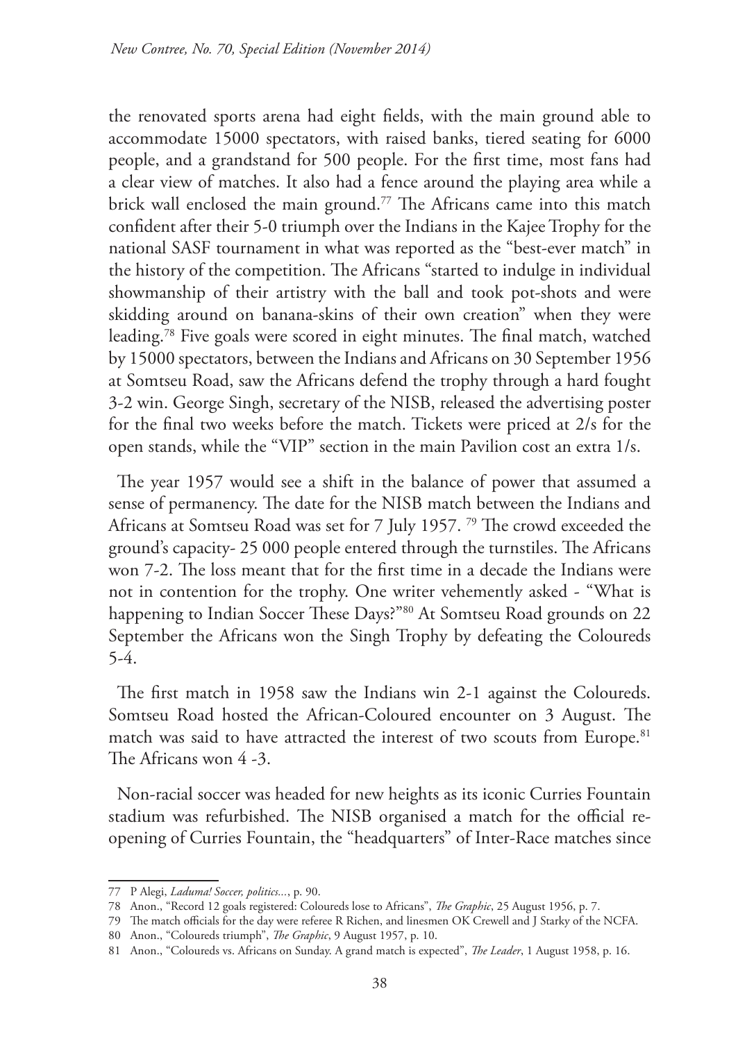the renovated sports arena had eight fields, with the main ground able to accommodate 15000 spectators, with raised banks, tiered seating for 6000 people, and a grandstand for 500 people. For the first time, most fans had a clear view of matches. It also had a fence around the playing area while a brick wall enclosed the main ground.[77] The Africans came into this match confident after their 5-0 triumph over the Indians in the Kajee Trophy for the national SASF tournament in what was reported as the "best-ever match" in the history of the competition. The Africans "started to indulge in individual showmanship of their artistry with the ball and took pot-shots and were skidding around on banana-skins of their own creation" when they were leading.[78] Five goals were scored in eight minutes. The final match, watched by 15000 spectators, between the Indians and Africans on 30 September 1956 at Somtseu Road, saw the Africans defend the trophy through a hard fought 3-2 win. George Singh, secretary of the NISB, released the advertising poster for the final two weeks before the match. Tickets were priced at 2/s for the open stands, while the "VIP" section in the main Pavilion cost an extra 1/s.

The year 1957 would see a shift in the balance of power that assumed a sense of permanency. The date for the NISB match between the Indians and Africans at Somtseu Road was set for 7 July 1957. [79] The crowd exceeded the ground's capacity- 25 000 people entered through the turnstiles. The Africans won 7-2. The loss meant that for the first time in a decade the Indians were not in contention for the trophy. One writer vehemently asked - "What is happening to Indian Soccer These Days?"[80] At Somtseu Road grounds on 22 September the Africans won the Singh Trophy by defeating the Coloureds 5-4.

The first match in 1958 saw the Indians win 2-1 against the Coloureds. Somtseu Road hosted the African-Coloured encounter on 3 August. The match was said to have attracted the interest of two scouts from Europe.[81] The Africans won 4 -3.

Non-racial soccer was headed for new heights as its iconic Curries Fountain stadium was refurbished. The NISB organised a match for the official re-opening of Curries Fountain, the "headquarters" of Inter-Race matches since

---

77 P Alegi, *Laduma! Soccer, politics...*, p. 90.

78 Anon., "Record 12 goals registered: Coloureds lose to Africans", *The Graphic*, 25 August 1956, p. 7.

79 The match officials for the day were referee R Richen, and linesmen OK Crewell and J Starky of the NCFA.

80 Anon., "Coloureds triumph", *The Graphic*, 9 August 1957, p. 10.

81 Anon., "Coloureds vs. Africans on Sunday. A grand match is expected", *The Leader*, 1 August 1958, p. 16.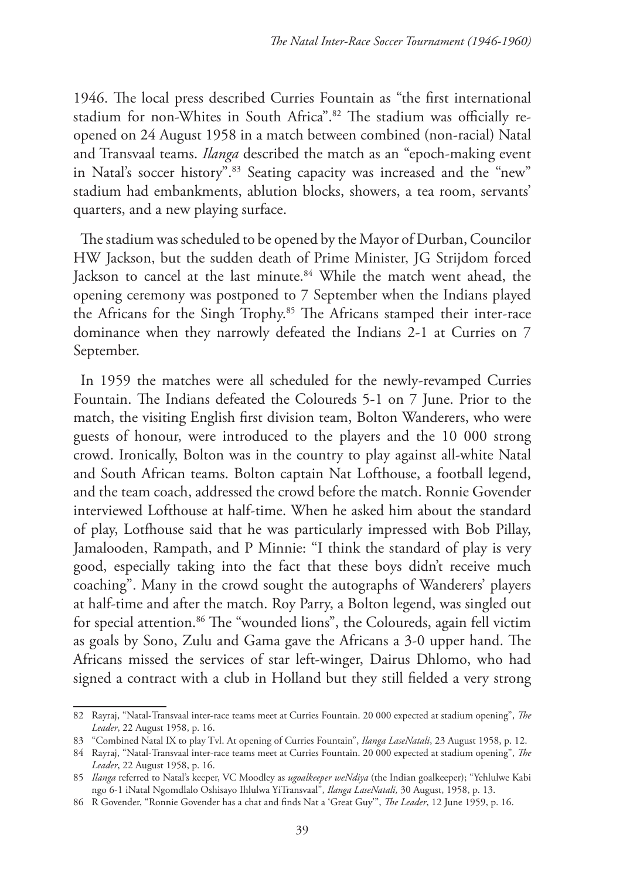1946. The local press described Curries Fountain as "the first international stadium for non-Whites in South Africa".[82] The stadium was officially re-opened on 24 August 1958 in a match between combined (non-racial) Natal and Transvaal teams. *Ilanga* described the match as an "epoch-making event in Natal's soccer history".[83] Seating capacity was increased and the "new" stadium had embankments, ablution blocks, showers, a tea room, servants' quarters, and a new playing surface.

The stadium was scheduled to be opened by the Mayor of Durban, Councilor HW Jackson, but the sudden death of Prime Minister, JG Strijdom forced Jackson to cancel at the last minute.[84] While the match went ahead, the opening ceremony was postponed to 7 September when the Indians played the Africans for the Singh Trophy.[85] The Africans stamped their inter-race dominance when they narrowly defeated the Indians 2-1 at Curries on 7 September.

In 1959 the matches were all scheduled for the newly-revamped Curries Fountain. The Indians defeated the Coloureds 5-1 on 7 June. Prior to the match, the visiting English first division team, Bolton Wanderers, who were guests of honour, were introduced to the players and the 10 000 strong crowd. Ironically, Bolton was in the country to play against all-white Natal and South African teams. Bolton captain Nat Lofthouse, a football legend, and the team coach, addressed the crowd before the match. Ronnie Govender interviewed Lofthouse at half-time. When he asked him about the standard of play, Lotfhouse said that he was particularly impressed with Bob Pillay, Jamalooden, Rampath, and P Minnie: "I think the standard of play is very good, especially taking into the fact that these boys didn't receive much coaching". Many in the crowd sought the autographs of Wanderers' players at half-time and after the match. Roy Parry, a Bolton legend, was singled out for special attention.[86] The "wounded lions", the Coloureds, again fell victim as goals by Sono, Zulu and Gama gave the Africans a 3-0 upper hand. The Africans missed the services of star left-winger, Dairus Dhlomo, who had signed a contract with a club in Holland but they still fielded a very strong

---

82 Rayraj, "Natal-Transvaal inter-race teams meet at Curries Fountain. 20 000 expected at stadium opening", *The Leader*, 22 August 1958, p. 16.

83 "Combined Natal IX to play Tvl. At opening of Curries Fountain", *Ilanga LaseNatali*, 23 August 1958, p. 12.

84 Rayraj, "Natal-Transvaal inter-race teams meet at Curries Fountain. 20 000 expected at stadium opening", *The Leader*, 22 August 1958, p. 16.

85 *Ilanga* referred to Natal's keeper, VC Moodley as *ugoalkeeper weNdiya* (the Indian goalkeeper); "Yehlulwe Kabi ngo 6-1 iNatal Ngomdlalo Oshisayo Ihlulwa YiTransvaal", *Ilanga LaseNatali,* 30 August, 1958, p. 13.

86 R Govender, "Ronnie Govender has a chat and finds Nat a 'Great Guy'", *The Leader*, 12 June 1959, p. 16.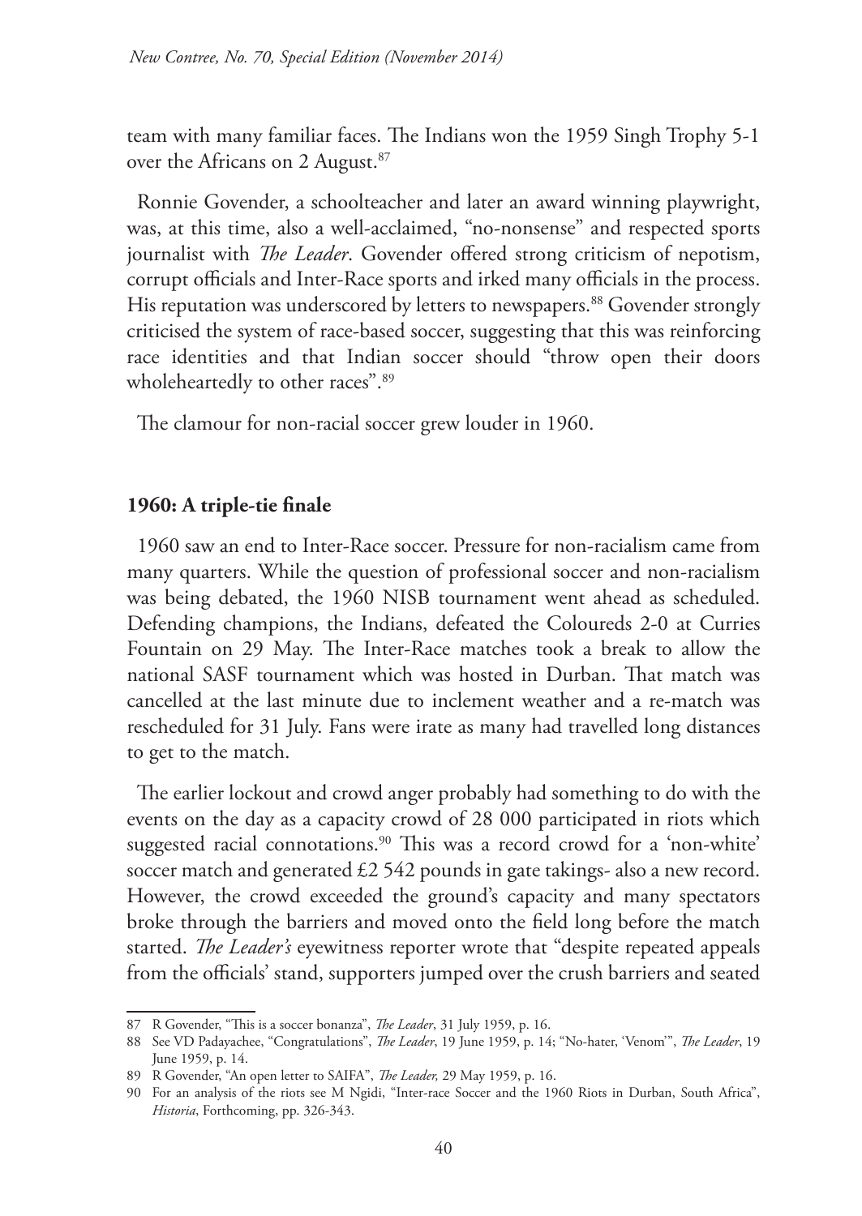team with many familiar faces. The Indians won the 1959 Singh Trophy 5-1 over the Africans on 2 August.[87]

Ronnie Govender, a schoolteacher and later an award winning playwright, was, at this time, also a well-acclaimed, "no-nonsense" and respected sports journalist with *The Leader*. Govender offered strong criticism of nepotism, corrupt officials and Inter-Race sports and irked many officials in the process. His reputation was underscored by letters to newspapers.[88] Govender strongly criticised the system of race-based soccer, suggesting that this was reinforcing race identities and that Indian soccer should "throw open their doors wholeheartedly to other races".[89]

The clamour for non-racial soccer grew louder in 1960.

## 1960: A triple-tie finale

1960 saw an end to Inter-Race soccer. Pressure for non-racialism came from many quarters. While the question of professional soccer and non-racialism was being debated, the 1960 NISB tournament went ahead as scheduled. Defending champions, the Indians, defeated the Coloureds 2-0 at Curries Fountain on 29 May. The Inter-Race matches took a break to allow the national SASF tournament which was hosted in Durban. That match was cancelled at the last minute due to inclement weather and a re-match was rescheduled for 31 July. Fans were irate as many had travelled long distances to get to the match.

The earlier lockout and crowd anger probably had something to do with the events on the day as a capacity crowd of 28 000 participated in riots which suggested racial connotations.[90] This was a record crowd for a 'non-white' soccer match and generated £2 542 pounds in gate takings- also a new record. However, the crowd exceeded the ground's capacity and many spectators broke through the barriers and moved onto the field long before the match started. *The Leader's* eyewitness reporter wrote that "despite repeated appeals from the officials' stand, supporters jumped over the crush barriers and seated

---

87 R Govender, "This is a soccer bonanza", *The Leader*, 31 July 1959, p. 16.

88 See VD Padayachee, "Congratulations", *The Leader*, 19 June 1959, p. 14; "No-hater, 'Venom'", *The Leader*, 19 June 1959, p. 14.

89 R Govender, "An open letter to SAIFA", *The Leader,* 29 May 1959, p. 16.

90 For an analysis of the riots see M Ngidi, "Inter-race Soccer and the 1960 Riots in Durban, South Africa", *Historia*, Forthcoming, pp. 326-343.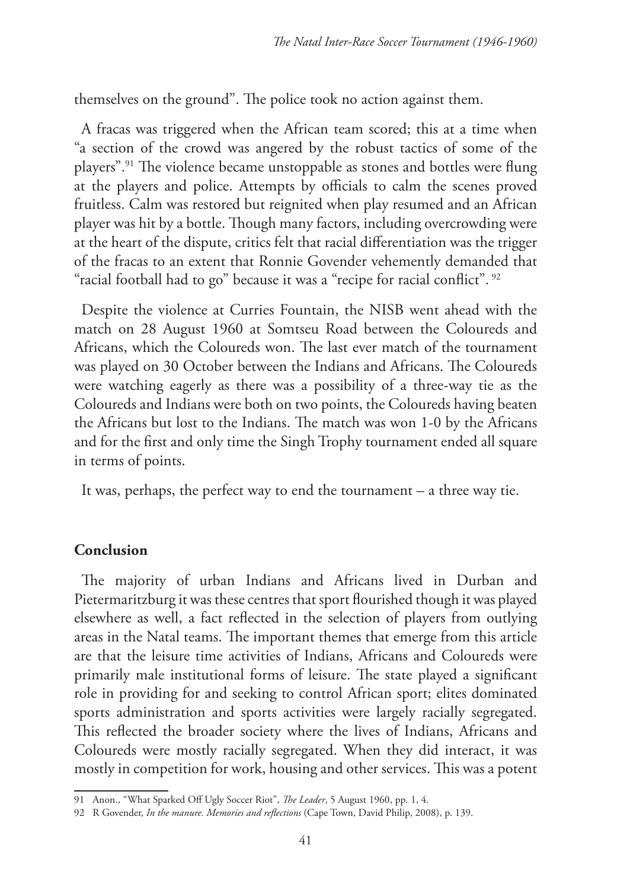themselves on the ground". The police took no action against them.

A fracas was triggered when the African team scored; this at a time when "a section of the crowd was angered by the robust tactics of some of the players".[91] The violence became unstoppable as stones and bottles were flung at the players and police. Attempts by officials to calm the scenes proved fruitless. Calm was restored but reignited when play resumed and an African player was hit by a bottle. Though many factors, including overcrowding were at the heart of the dispute, critics felt that racial differentiation was the trigger of the fracas to an extent that Ronnie Govender vehemently demanded that "racial football had to go" because it was a "recipe for racial conflict".[92]

Despite the violence at Curries Fountain, the NISB went ahead with the match on 28 August 1960 at Somtseu Road between the Coloureds and Africans, which the Coloureds won. The last ever match of the tournament was played on 30 October between the Indians and Africans. The Coloureds were watching eagerly as there was a possibility of a three-way tie as the Coloureds and Indians were both on two points, the Coloureds having beaten the Africans but lost to the Indians. The match was won 1-0 by the Africans and for the first and only time the Singh Trophy tournament ended all square in terms of points.

It was, perhaps, the perfect way to end the tournament – a three way tie.

## Conclusion

The majority of urban Indians and Africans lived in Durban and Pietermaritzburg it was these centres that sport flourished though it was played elsewhere as well, a fact reflected in the selection of players from outlying areas in the Natal teams. The important themes that emerge from this article are that the leisure time activities of Indians, Africans and Coloureds were primarily male institutional forms of leisure. The state played a significant role in providing for and seeking to control African sport; elites dominated sports administration and sports activities were largely racially segregated. This reflected the broader society where the lives of Indians, Africans and Coloureds were mostly racially segregated. When they did interact, it was mostly in competition for work, housing and other services. This was a potent

---

91 Anon., "What Sparked Off Ugly Soccer Riot", *The Leader*, 5 August 1960, pp. 1, 4.

92 R Govender, *In the manure. Memories and reflections* (Cape Town, David Philip, 2008), p. 139.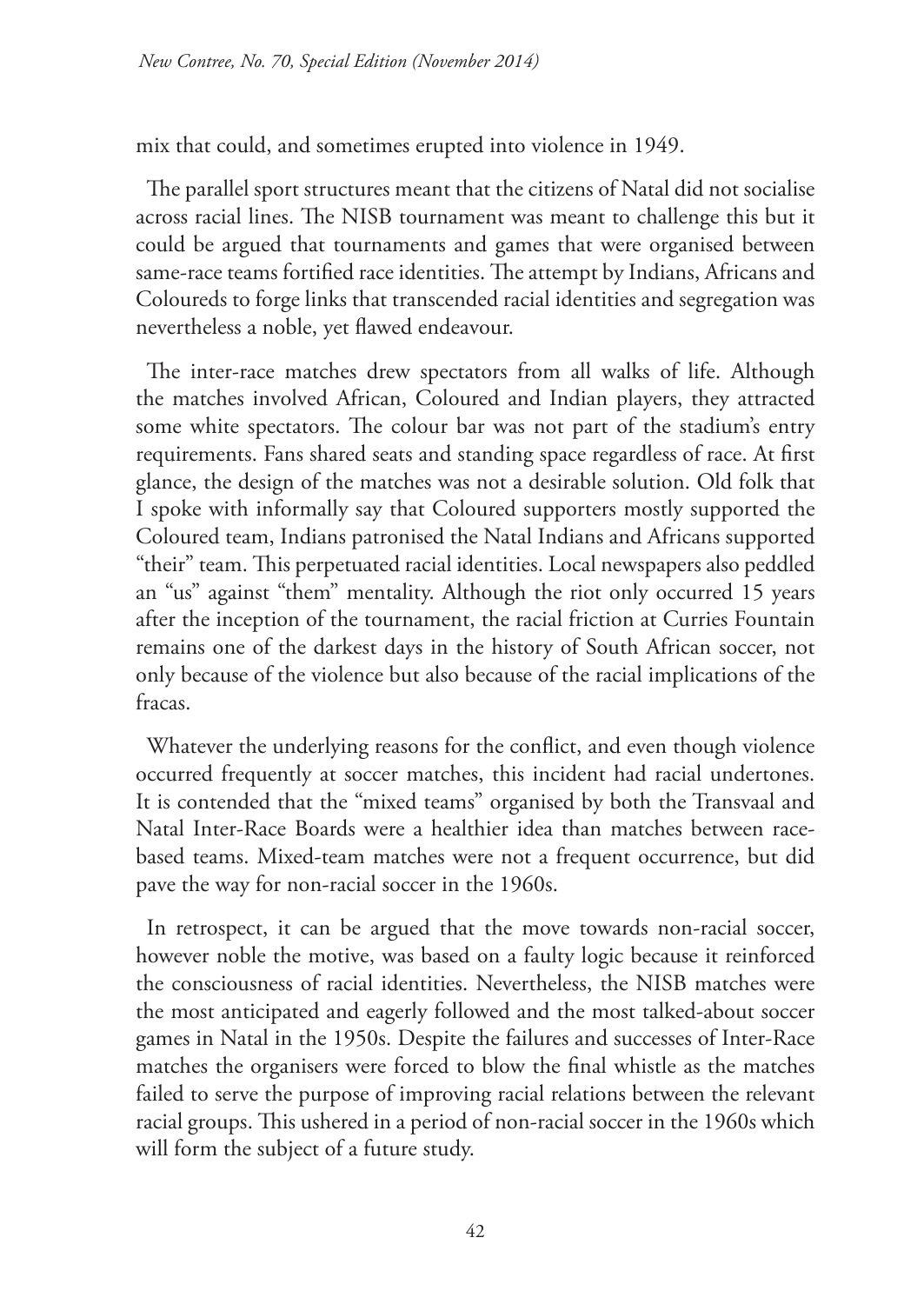mix that could, and sometimes erupted into violence in 1949.

The parallel sport structures meant that the citizens of Natal did not socialise across racial lines. The NISB tournament was meant to challenge this but it could be argued that tournaments and games that were organised between same-race teams fortified race identities. The attempt by Indians, Africans and Coloureds to forge links that transcended racial identities and segregation was nevertheless a noble, yet flawed endeavour.

The inter-race matches drew spectators from all walks of life. Although the matches involved African, Coloured and Indian players, they attracted some white spectators. The colour bar was not part of the stadium's entry requirements. Fans shared seats and standing space regardless of race. At first glance, the design of the matches was not a desirable solution. Old folk that I spoke with informally say that Coloured supporters mostly supported the Coloured team, Indians patronised the Natal Indians and Africans supported "their" team. This perpetuated racial identities. Local newspapers also peddled an "us" against "them" mentality. Although the riot only occurred 15 years after the inception of the tournament, the racial friction at Curries Fountain remains one of the darkest days in the history of South African soccer, not only because of the violence but also because of the racial implications of the fracas.

Whatever the underlying reasons for the conflict, and even though violence occurred frequently at soccer matches, this incident had racial undertones. It is contended that the "mixed teams" organised by both the Transvaal and Natal Inter-Race Boards were a healthier idea than matches between race-based teams. Mixed-team matches were not a frequent occurrence, but did pave the way for non-racial soccer in the 1960s.

In retrospect, it can be argued that the move towards non-racial soccer, however noble the motive, was based on a faulty logic because it reinforced the consciousness of racial identities. Nevertheless, the NISB matches were the most anticipated and eagerly followed and the most talked-about soccer games in Natal in the 1950s. Despite the failures and successes of Inter-Race matches the organisers were forced to blow the final whistle as the matches failed to serve the purpose of improving racial relations between the relevant racial groups. This ushered in a period of non-racial soccer in the 1960s which will form the subject of a future study.